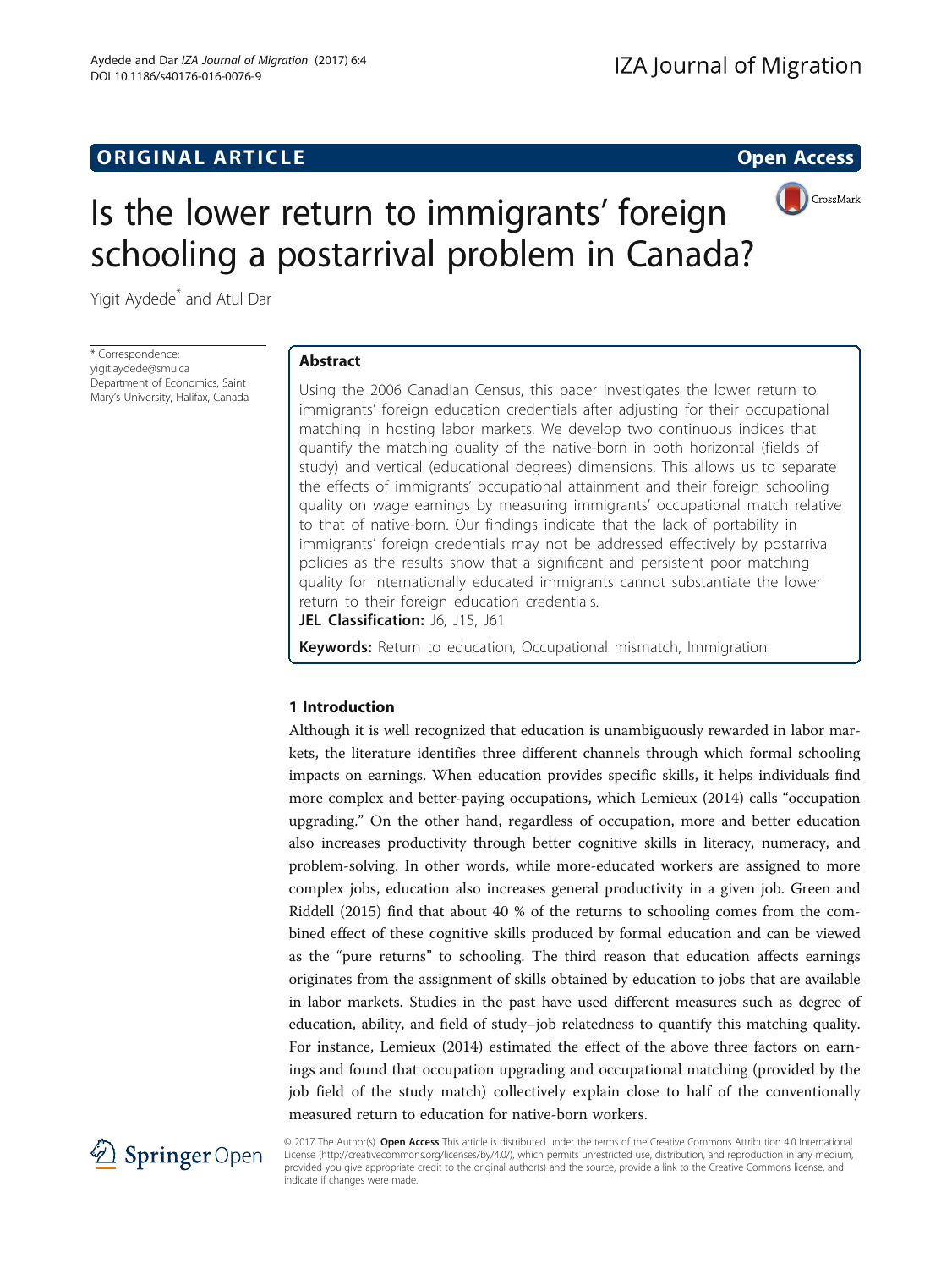**ORIGINAL ARTICLE** **Open Access**

# Is the lower return to immigrants' foreign schooling a postarrival problem in Canada?

Yigit Aydede* and Atul Dar

\* Correspondence: yigit.aydede@smu.ca
Department of Economics, Saint Mary's University, Halifax, Canada

## Abstract

Using the 2006 Canadian Census, this paper investigates the lower return to immigrants' foreign education credentials after adjusting for their occupational matching in hosting labor markets. We develop two continuous indices that quantify the matching quality of the native-born in both horizontal (fields of study) and vertical (educational degrees) dimensions. This allows us to separate the effects of immigrants' occupational attainment and their foreign schooling quality on wage earnings by measuring immigrants' occupational match relative to that of native-born. Our findings indicate that the lack of portability in immigrants' foreign credentials may not be addressed effectively by postarrival policies as the results show that a significant and persistent poor matching quality for internationally educated immigrants cannot substantiate the lower return to their foreign education credentials.

**JEL Classification:** J6, J15, J61

**Keywords:** Return to education, Occupational mismatch, Immigration

## 1 Introduction

Although it is well recognized that education is unambiguously rewarded in labor markets, the literature identifies three different channels through which formal schooling impacts on earnings. When education provides specific skills, it helps individuals find more complex and better-paying occupations, which Lemieux (2014) calls "occupation upgrading." On the other hand, regardless of occupation, more and better education also increases productivity through better cognitive skills in literacy, numeracy, and problem-solving. In other words, while more-educated workers are assigned to more complex jobs, education also increases general productivity in a given job. Green and Riddell (2015) find that about 40 % of the returns to schooling comes from the combined effect of these cognitive skills produced by formal education and can be viewed as the "pure returns" to schooling. The third reason that education affects earnings originates from the assignment of skills obtained by education to jobs that are available in labor markets. Studies in the past have used different measures such as degree of education, ability, and field of study–job relatedness to quantify this matching quality. For instance, Lemieux (2014) estimated the effect of the above three factors on earnings and found that occupation upgrading and occupational matching (provided by the job field of the study match) collectively explain close to half of the conventionally measured return to education for native-born workers.

© 2017 The Author(s). **Open Access** This article is distributed under the terms of the Creative Commons Attribution 4.0 International License (http://creativecommons.org/licenses/by/4.0/), which permits unrestricted use, distribution, and reproduction in any medium, provided you give appropriate credit to the original author(s) and the source, provide a link to the Creative Commons license, and indicate if changes were made.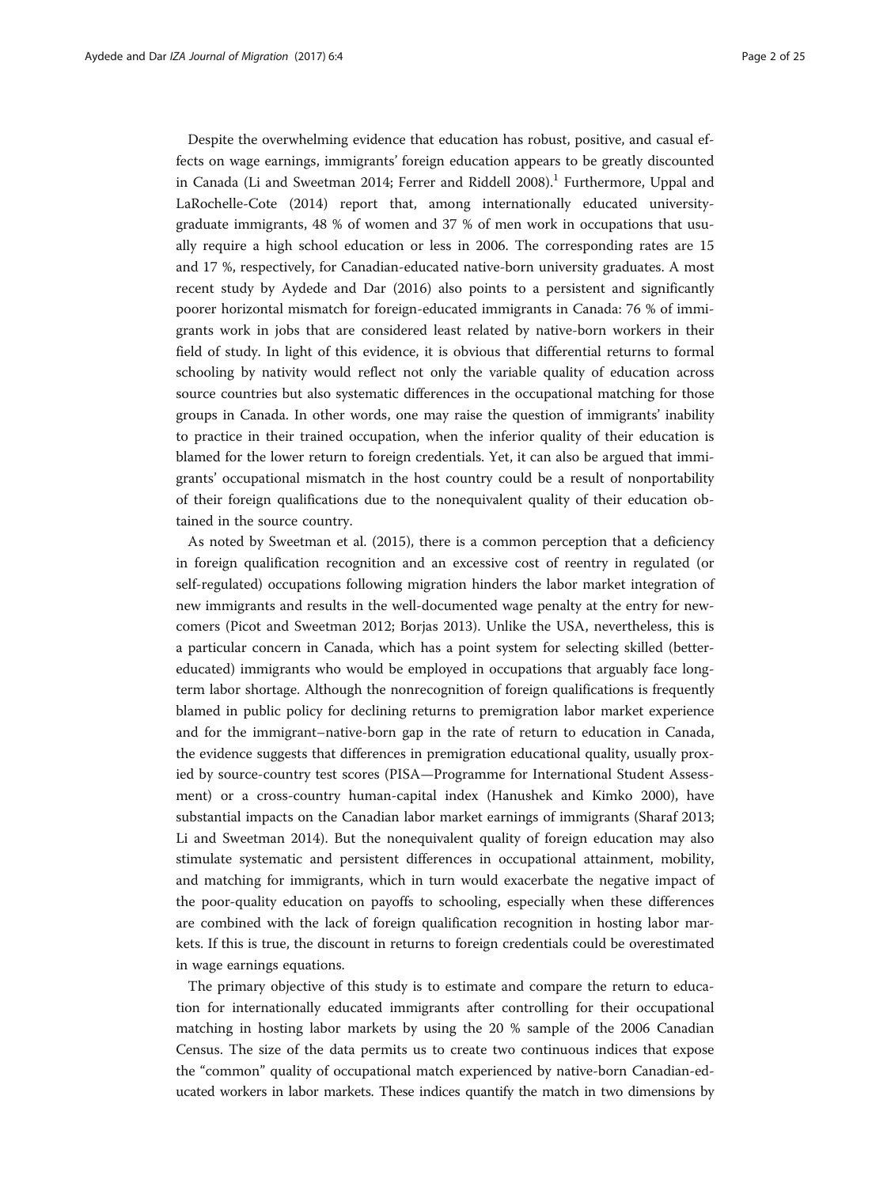Despite the overwhelming evidence that education has robust, positive, and casual effects on wage earnings, immigrants' foreign education appears to be greatly discounted in Canada (Li and Sweetman 2014; Ferrer and Riddell 2008).[1] Furthermore, Uppal and LaRochelle-Cote (2014) report that, among internationally educated university-graduate immigrants, 48 % of women and 37 % of men work in occupations that usually require a high school education or less in 2006. The corresponding rates are 15 and 17 %, respectively, for Canadian-educated native-born university graduates. A most recent study by Aydede and Dar (2016) also points to a persistent and significantly poorer horizontal mismatch for foreign-educated immigrants in Canada: 76 % of immigrants work in jobs that are considered least related by native-born workers in their field of study. In light of this evidence, it is obvious that differential returns to formal schooling by nativity would reflect not only the variable quality of education across source countries but also systematic differences in the occupational matching for those groups in Canada. In other words, one may raise the question of immigrants' inability to practice in their trained occupation, when the inferior quality of their education is blamed for the lower return to foreign credentials. Yet, it can also be argued that immigrants' occupational mismatch in the host country could be a result of nonportability of their foreign qualifications due to the nonequivalent quality of their education obtained in the source country.

As noted by Sweetman et al. (2015), there is a common perception that a deficiency in foreign qualification recognition and an excessive cost of reentry in regulated (or self-regulated) occupations following migration hinders the labor market integration of new immigrants and results in the well-documented wage penalty at the entry for newcomers (Picot and Sweetman 2012; Borjas 2013). Unlike the USA, nevertheless, this is a particular concern in Canada, which has a point system for selecting skilled (better-educated) immigrants who would be employed in occupations that arguably face long-term labor shortage. Although the nonrecognition of foreign qualifications is frequently blamed in public policy for declining returns to premigration labor market experience and for the immigrant–native-born gap in the rate of return to education in Canada, the evidence suggests that differences in premigration educational quality, usually proxied by source-country test scores (PISA—Programme for International Student Assessment) or a cross-country human-capital index (Hanushek and Kimko 2000), have substantial impacts on the Canadian labor market earnings of immigrants (Sharaf 2013; Li and Sweetman 2014). But the nonequivalent quality of foreign education may also stimulate systematic and persistent differences in occupational attainment, mobility, and matching for immigrants, which in turn would exacerbate the negative impact of the poor-quality education on payoffs to schooling, especially when these differences are combined with the lack of foreign qualification recognition in hosting labor markets. If this is true, the discount in returns to foreign credentials could be overestimated in wage earnings equations.

The primary objective of this study is to estimate and compare the return to education for internationally educated immigrants after controlling for their occupational matching in hosting labor markets by using the 20 % sample of the 2006 Canadian Census. The size of the data permits us to create two continuous indices that expose the "common" quality of occupational match experienced by native-born Canadian-educated workers in labor markets. These indices quantify the match in two dimensions by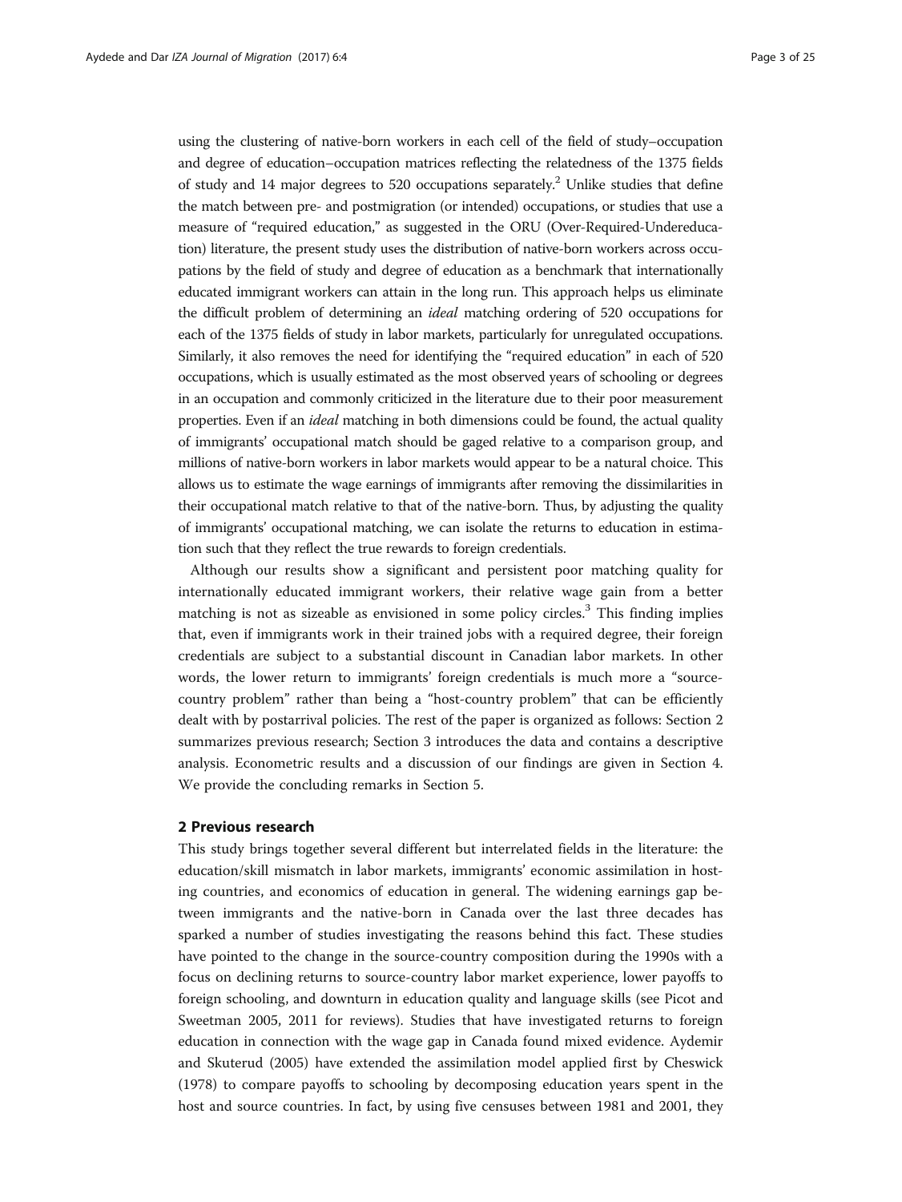using the clustering of native-born workers in each cell of the field of study–occupation and degree of education–occupation matrices reflecting the relatedness of the 1375 fields of study and 14 major degrees to 520 occupations separately.[2] Unlike studies that define the match between pre- and postmigration (or intended) occupations, or studies that use a measure of "required education," as suggested in the ORU (Over-Required-Undereducation) literature, the present study uses the distribution of native-born workers across occupations by the field of study and degree of education as a benchmark that internationally educated immigrant workers can attain in the long run. This approach helps us eliminate the difficult problem of determining an *ideal* matching ordering of 520 occupations for each of the 1375 fields of study in labor markets, particularly for unregulated occupations. Similarly, it also removes the need for identifying the "required education" in each of 520 occupations, which is usually estimated as the most observed years of schooling or degrees in an occupation and commonly criticized in the literature due to their poor measurement properties. Even if an *ideal* matching in both dimensions could be found, the actual quality of immigrants' occupational match should be gaged relative to a comparison group, and millions of native-born workers in labor markets would appear to be a natural choice. This allows us to estimate the wage earnings of immigrants after removing the dissimilarities in their occupational match relative to that of the native-born. Thus, by adjusting the quality of immigrants' occupational matching, we can isolate the returns to education in estimation such that they reflect the true rewards to foreign credentials.

Although our results show a significant and persistent poor matching quality for internationally educated immigrant workers, their relative wage gain from a better matching is not as sizeable as envisioned in some policy circles.[3] This finding implies that, even if immigrants work in their trained jobs with a required degree, their foreign credentials are subject to a substantial discount in Canadian labor markets. In other words, the lower return to immigrants' foreign credentials is much more a "source-country problem" rather than being a "host-country problem" that can be efficiently dealt with by postarrival policies. The rest of the paper is organized as follows: Section 2 summarizes previous research; Section 3 introduces the data and contains a descriptive analysis. Econometric results and a discussion of our findings are given in Section 4. We provide the concluding remarks in Section 5.

## 2 Previous research

This study brings together several different but interrelated fields in the literature: the education/skill mismatch in labor markets, immigrants' economic assimilation in hosting countries, and economics of education in general. The widening earnings gap between immigrants and the native-born in Canada over the last three decades has sparked a number of studies investigating the reasons behind this fact. These studies have pointed to the change in the source-country composition during the 1990s with a focus on declining returns to source-country labor market experience, lower payoffs to foreign schooling, and downturn in education quality and language skills (see Picot and Sweetman 2005, 2011 for reviews). Studies that have investigated returns to foreign education in connection with the wage gap in Canada found mixed evidence. Aydemir and Skuterud (2005) have extended the assimilation model applied first by Cheswick (1978) to compare payoffs to schooling by decomposing education years spent in the host and source countries. In fact, by using five censuses between 1981 and 2001, they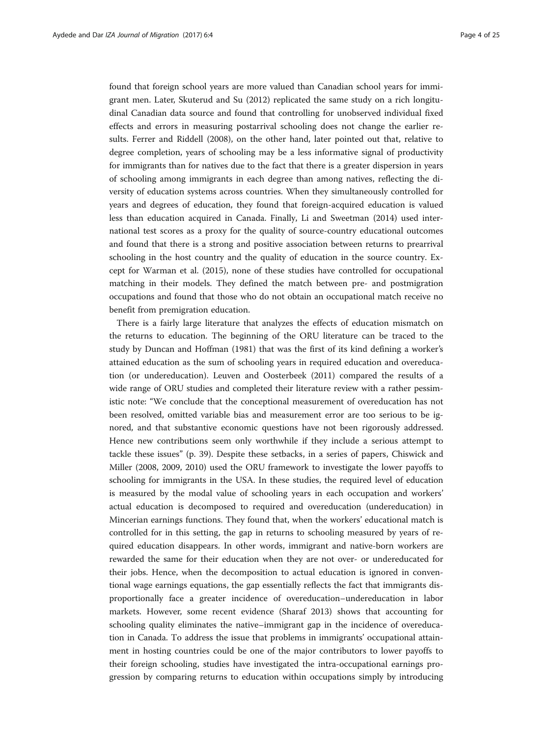found that foreign school years are more valued than Canadian school years for immigrant men. Later, Skuterud and Su (2012) replicated the same study on a rich longitudinal Canadian data source and found that controlling for unobserved individual fixed effects and errors in measuring postarrival schooling does not change the earlier results. Ferrer and Riddell (2008), on the other hand, later pointed out that, relative to degree completion, years of schooling may be a less informative signal of productivity for immigrants than for natives due to the fact that there is a greater dispersion in years of schooling among immigrants in each degree than among natives, reflecting the diversity of education systems across countries. When they simultaneously controlled for years and degrees of education, they found that foreign-acquired education is valued less than education acquired in Canada. Finally, Li and Sweetman (2014) used international test scores as a proxy for the quality of source-country educational outcomes and found that there is a strong and positive association between returns to prearrival schooling in the host country and the quality of education in the source country. Except for Warman et al. (2015), none of these studies have controlled for occupational matching in their models. They defined the match between pre- and postmigration occupations and found that those who do not obtain an occupational match receive no benefit from premigration education.

There is a fairly large literature that analyzes the effects of education mismatch on the returns to education. The beginning of the ORU literature can be traced to the study by Duncan and Hoffman (1981) that was the first of its kind defining a worker's attained education as the sum of schooling years in required education and overeducation (or undereducation). Leuven and Oosterbeek (2011) compared the results of a wide range of ORU studies and completed their literature review with a rather pessimistic note: "We conclude that the conceptional measurement of overeducation has not been resolved, omitted variable bias and measurement error are too serious to be ignored, and that substantive economic questions have not been rigorously addressed. Hence new contributions seem only worthwhile if they include a serious attempt to tackle these issues" (p. 39). Despite these setbacks, in a series of papers, Chiswick and Miller (2008, 2009, 2010) used the ORU framework to investigate the lower payoffs to schooling for immigrants in the USA. In these studies, the required level of education is measured by the modal value of schooling years in each occupation and workers' actual education is decomposed to required and overeducation (undereducation) in Mincerian earnings functions. They found that, when the workers' educational match is controlled for in this setting, the gap in returns to schooling measured by years of required education disappears. In other words, immigrant and native-born workers are rewarded the same for their education when they are not over- or undereducated for their jobs. Hence, when the decomposition to actual education is ignored in conventional wage earnings equations, the gap essentially reflects the fact that immigrants disproportionally face a greater incidence of overeducation–undereducation in labor markets. However, some recent evidence (Sharaf 2013) shows that accounting for schooling quality eliminates the native–immigrant gap in the incidence of overeducation in Canada. To address the issue that problems in immigrants' occupational attainment in hosting countries could be one of the major contributors to lower payoffs to their foreign schooling, studies have investigated the intra-occupational earnings progression by comparing returns to education within occupations simply by introducing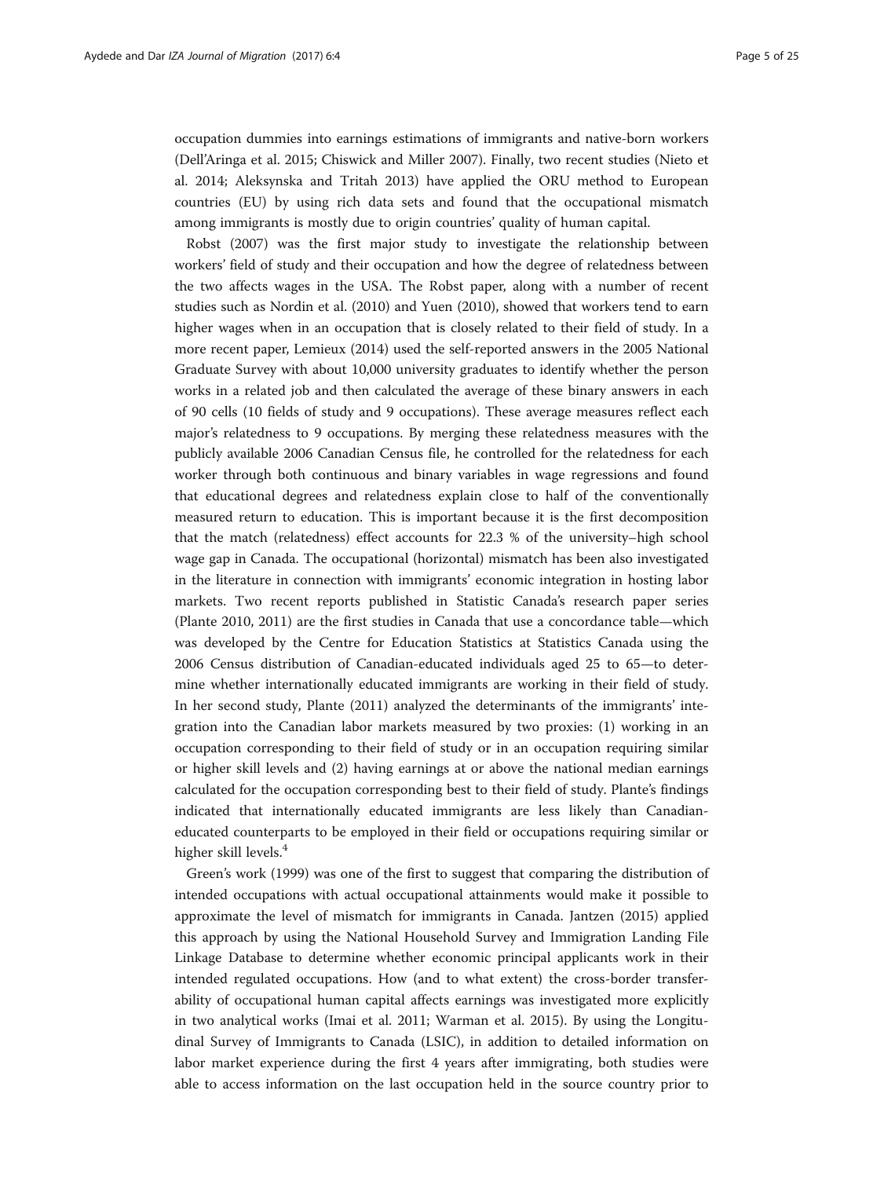occupation dummies into earnings estimations of immigrants and native-born workers (Dell'Aringa et al. 2015; Chiswick and Miller 2007). Finally, two recent studies (Nieto et al. 2014; Aleksynska and Tritah 2013) have applied the ORU method to European countries (EU) by using rich data sets and found that the occupational mismatch among immigrants is mostly due to origin countries' quality of human capital.

Robst (2007) was the first major study to investigate the relationship between workers' field of study and their occupation and how the degree of relatedness between the two affects wages in the USA. The Robst paper, along with a number of recent studies such as Nordin et al. (2010) and Yuen (2010), showed that workers tend to earn higher wages when in an occupation that is closely related to their field of study. In a more recent paper, Lemieux (2014) used the self-reported answers in the 2005 National Graduate Survey with about 10,000 university graduates to identify whether the person works in a related job and then calculated the average of these binary answers in each of 90 cells (10 fields of study and 9 occupations). These average measures reflect each major's relatedness to 9 occupations. By merging these relatedness measures with the publicly available 2006 Canadian Census file, he controlled for the relatedness for each worker through both continuous and binary variables in wage regressions and found that educational degrees and relatedness explain close to half of the conventionally measured return to education. This is important because it is the first decomposition that the match (relatedness) effect accounts for 22.3 % of the university–high school wage gap in Canada. The occupational (horizontal) mismatch has been also investigated in the literature in connection with immigrants' economic integration in hosting labor markets. Two recent reports published in Statistic Canada's research paper series (Plante 2010, 2011) are the first studies in Canada that use a concordance table—which was developed by the Centre for Education Statistics at Statistics Canada using the 2006 Census distribution of Canadian-educated individuals aged 25 to 65—to determine whether internationally educated immigrants are working in their field of study. In her second study, Plante (2011) analyzed the determinants of the immigrants' integration into the Canadian labor markets measured by two proxies: (1) working in an occupation corresponding to their field of study or in an occupation requiring similar or higher skill levels and (2) having earnings at or above the national median earnings calculated for the occupation corresponding best to their field of study. Plante's findings indicated that internationally educated immigrants are less likely than Canadian-educated counterparts to be employed in their field or occupations requiring similar or higher skill levels.[4]

Green's work (1999) was one of the first to suggest that comparing the distribution of intended occupations with actual occupational attainments would make it possible to approximate the level of mismatch for immigrants in Canada. Jantzen (2015) applied this approach by using the National Household Survey and Immigration Landing File Linkage Database to determine whether economic principal applicants work in their intended regulated occupations. How (and to what extent) the cross-border transferability of occupational human capital affects earnings was investigated more explicitly in two analytical works (Imai et al. 2011; Warman et al. 2015). By using the Longitudinal Survey of Immigrants to Canada (LSIC), in addition to detailed information on labor market experience during the first 4 years after immigrating, both studies were able to access information on the last occupation held in the source country prior to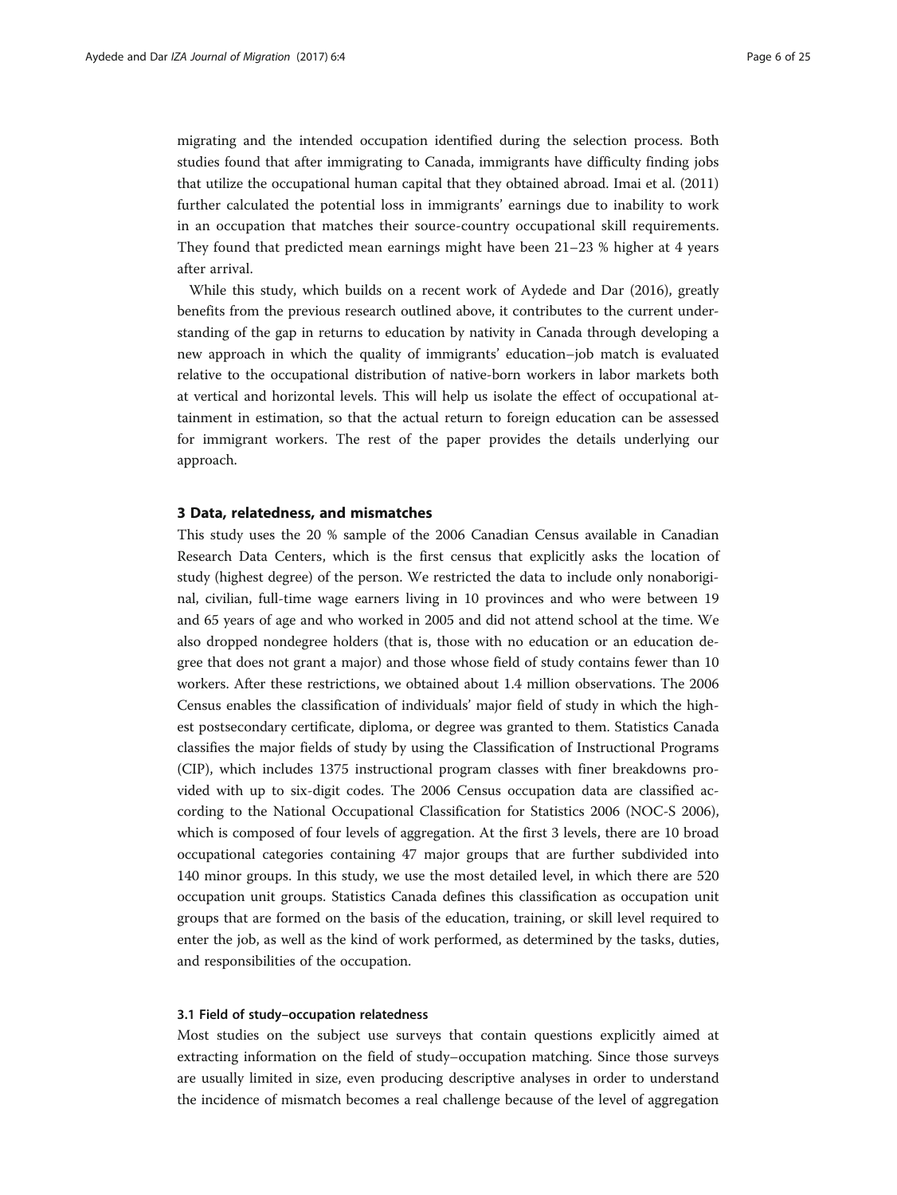migrating and the intended occupation identified during the selection process. Both studies found that after immigrating to Canada, immigrants have difficulty finding jobs that utilize the occupational human capital that they obtained abroad. Imai et al. (2011) further calculated the potential loss in immigrants' earnings due to inability to work in an occupation that matches their source-country occupational skill requirements. They found that predicted mean earnings might have been 21–23 % higher at 4 years after arrival.

While this study, which builds on a recent work of Aydede and Dar (2016), greatly benefits from the previous research outlined above, it contributes to the current understanding of the gap in returns to education by nativity in Canada through developing a new approach in which the quality of immigrants' education–job match is evaluated relative to the occupational distribution of native-born workers in labor markets both at vertical and horizontal levels. This will help us isolate the effect of occupational attainment in estimation, so that the actual return to foreign education can be assessed for immigrant workers. The rest of the paper provides the details underlying our approach.

## 3 Data, relatedness, and mismatches

This study uses the 20 % sample of the 2006 Canadian Census available in Canadian Research Data Centers, which is the first census that explicitly asks the location of study (highest degree) of the person. We restricted the data to include only nonaboriginal, civilian, full-time wage earners living in 10 provinces and who were between 19 and 65 years of age and who worked in 2005 and did not attend school at the time. We also dropped nondegree holders (that is, those with no education or an education degree that does not grant a major) and those whose field of study contains fewer than 10 workers. After these restrictions, we obtained about 1.4 million observations. The 2006 Census enables the classification of individuals' major field of study in which the highest postsecondary certificate, diploma, or degree was granted to them. Statistics Canada classifies the major fields of study by using the Classification of Instructional Programs (CIP), which includes 1375 instructional program classes with finer breakdowns provided with up to six-digit codes. The 2006 Census occupation data are classified according to the National Occupational Classification for Statistics 2006 (NOC-S 2006), which is composed of four levels of aggregation. At the first 3 levels, there are 10 broad occupational categories containing 47 major groups that are further subdivided into 140 minor groups. In this study, we use the most detailed level, in which there are 520 occupation unit groups. Statistics Canada defines this classification as occupation unit groups that are formed on the basis of the education, training, or skill level required to enter the job, as well as the kind of work performed, as determined by the tasks, duties, and responsibilities of the occupation.

### 3.1 Field of study–occupation relatedness

Most studies on the subject use surveys that contain questions explicitly aimed at extracting information on the field of study–occupation matching. Since those surveys are usually limited in size, even producing descriptive analyses in order to understand the incidence of mismatch becomes a real challenge because of the level of aggregation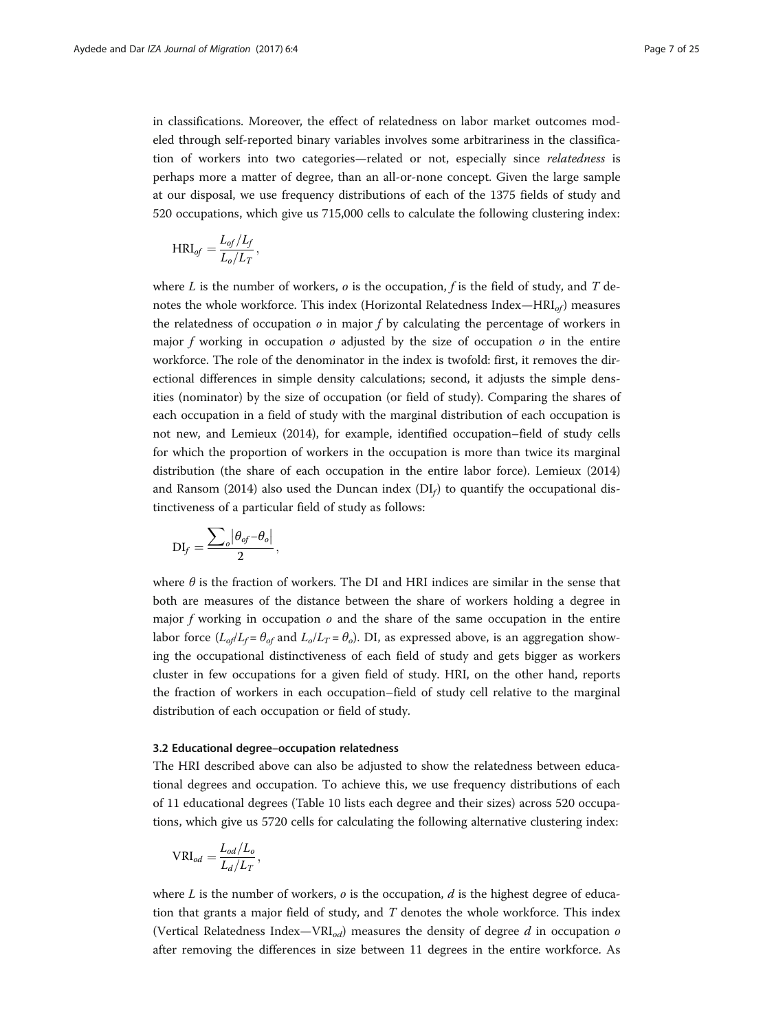in classifications. Moreover, the effect of relatedness on labor market outcomes modeled through self-reported binary variables involves some arbitrariness in the classification of workers into two categories—related or not, especially since *relatedness* is perhaps more a matter of degree, than an all-or-none concept. Given the large sample at our disposal, we use frequency distributions of each of the 1375 fields of study and 520 occupations, which give us 715,000 cells to calculate the following clustering index:

$$\mathrm{HRI}_{of} = \frac{L_{of}/L_f}{L_o/L_T},$$

where $L$ is the number of workers, $o$ is the occupation, $f$ is the field of study, and $T$ denotes the whole workforce. This index (Horizontal Relatedness Index—$\mathrm{HRI}_{of}$) measures the relatedness of occupation $o$ in major $f$ by calculating the percentage of workers in major $f$ working in occupation $o$ adjusted by the size of occupation $o$ in the entire workforce. The role of the denominator in the index is twofold: first, it removes the directional differences in simple density calculations; second, it adjusts the simple densities (nominator) by the size of occupation (or field of study). Comparing the shares of each occupation in a field of study with the marginal distribution of each occupation is not new, and Lemieux (2014), for example, identified occupation–field of study cells for which the proportion of workers in the occupation is more than twice its marginal distribution (the share of each occupation in the entire labor force). Lemieux (2014) and Ransom (2014) also used the Duncan index ($\mathrm{DI}_f$) to quantify the occupational distinctiveness of a particular field of study as follows:

$$\mathrm{DI}_f = \frac{\sum_o \left|\theta_{of} - \theta_o\right|}{2},$$

where $\theta$ is the fraction of workers. The DI and HRI indices are similar in the sense that both are measures of the distance between the share of workers holding a degree in major $f$ working in occupation $o$ and the share of the same occupation in the entire labor force ($L_{of}/L_f = \theta_{of}$ and $L_o/L_T = \theta_o$). DI, as expressed above, is an aggregation showing the occupational distinctiveness of each field of study and gets bigger as workers cluster in few occupations for a given field of study. HRI, on the other hand, reports the fraction of workers in each occupation–field of study cell relative to the marginal distribution of each occupation or field of study.

### 3.2 Educational degree–occupation relatedness

The HRI described above can also be adjusted to show the relatedness between educational degrees and occupation. To achieve this, we use frequency distributions of each of 11 educational degrees (Table 10 lists each degree and their sizes) across 520 occupations, which give us 5720 cells for calculating the following alternative clustering index:

$$\mathrm{VRI}_{od} = \frac{L_{od}/L_o}{L_d/L_T},$$

where $L$ is the number of workers, $o$ is the occupation, $d$ is the highest degree of education that grants a major field of study, and $T$ denotes the whole workforce. This index (Vertical Relatedness Index—$\mathrm{VRI}_{od}$) measures the density of degree $d$ in occupation $o$ after removing the differences in size between 11 degrees in the entire workforce. As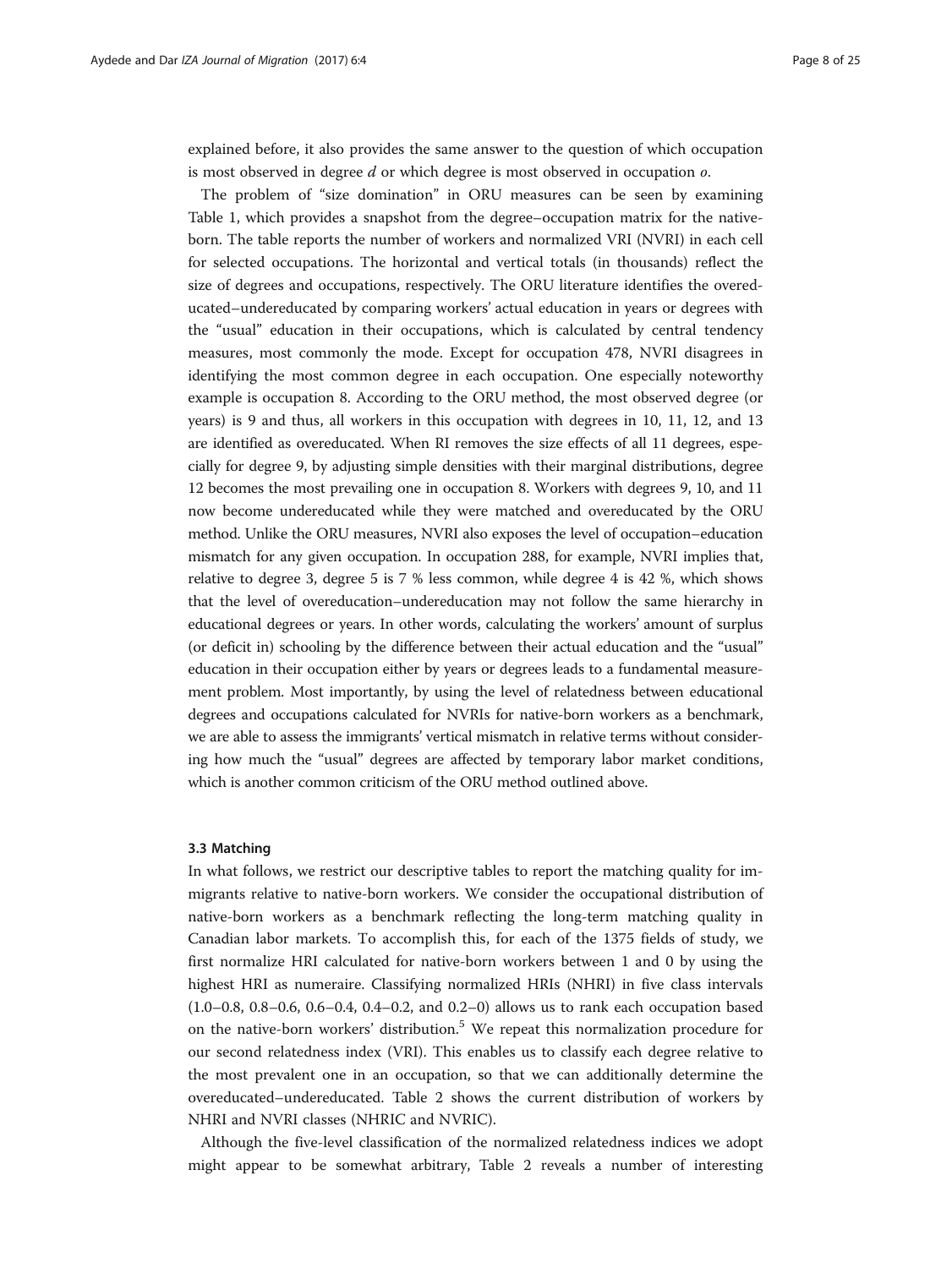explained before, it also provides the same answer to the question of which occupation is most observed in degree $d$ or which degree is most observed in occupation $o$.

The problem of "size domination" in ORU measures can be seen by examining Table 1, which provides a snapshot from the degree–occupation matrix for the native-born. The table reports the number of workers and normalized VRI (NVRI) in each cell for selected occupations. The horizontal and vertical totals (in thousands) reflect the size of degrees and occupations, respectively. The ORU literature identifies the overeducated–undereducated by comparing workers' actual education in years or degrees with the "usual" education in their occupations, which is calculated by central tendency measures, most commonly the mode. Except for occupation 478, NVRI disagrees in identifying the most common degree in each occupation. One especially noteworthy example is occupation 8. According to the ORU method, the most observed degree (or years) is 9 and thus, all workers in this occupation with degrees in 10, 11, 12, and 13 are identified as overeducated. When RI removes the size effects of all 11 degrees, especially for degree 9, by adjusting simple densities with their marginal distributions, degree 12 becomes the most prevailing one in occupation 8. Workers with degrees 9, 10, and 11 now become undereducated while they were matched and overeducated by the ORU method. Unlike the ORU measures, NVRI also exposes the level of occupation–education mismatch for any given occupation. In occupation 288, for example, NVRI implies that, relative to degree 3, degree 5 is 7 % less common, while degree 4 is 42 %, which shows that the level of overeducation–undereducation may not follow the same hierarchy in educational degrees or years. In other words, calculating the workers' amount of surplus (or deficit in) schooling by the difference between their actual education and the "usual" education in their occupation either by years or degrees leads to a fundamental measurement problem. Most importantly, by using the level of relatedness between educational degrees and occupations calculated for NVRIs for native-born workers as a benchmark, we are able to assess the immigrants' vertical mismatch in relative terms without considering how much the "usual" degrees are affected by temporary labor market conditions, which is another common criticism of the ORU method outlined above.

### 3.3 Matching

In what follows, we restrict our descriptive tables to report the matching quality for immigrants relative to native-born workers. We consider the occupational distribution of native-born workers as a benchmark reflecting the long-term matching quality in Canadian labor markets. To accomplish this, for each of the 1375 fields of study, we first normalize HRI calculated for native-born workers between 1 and 0 by using the highest HRI as numeraire. Classifying normalized HRIs (NHRI) in five class intervals (1.0–0.8, 0.8–0.6, 0.6–0.4, 0.4–0.2, and 0.2–0) allows us to rank each occupation based on the native-born workers' distribution.[5] We repeat this normalization procedure for our second relatedness index (VRI). This enables us to classify each degree relative to the most prevalent one in an occupation, so that we can additionally determine the overeducated–undereducated. Table 2 shows the current distribution of workers by NHRI and NVRI classes (NHRIC and NVRIC).

Although the five-level classification of the normalized relatedness indices we adopt might appear to be somewhat arbitrary, Table 2 reveals a number of interesting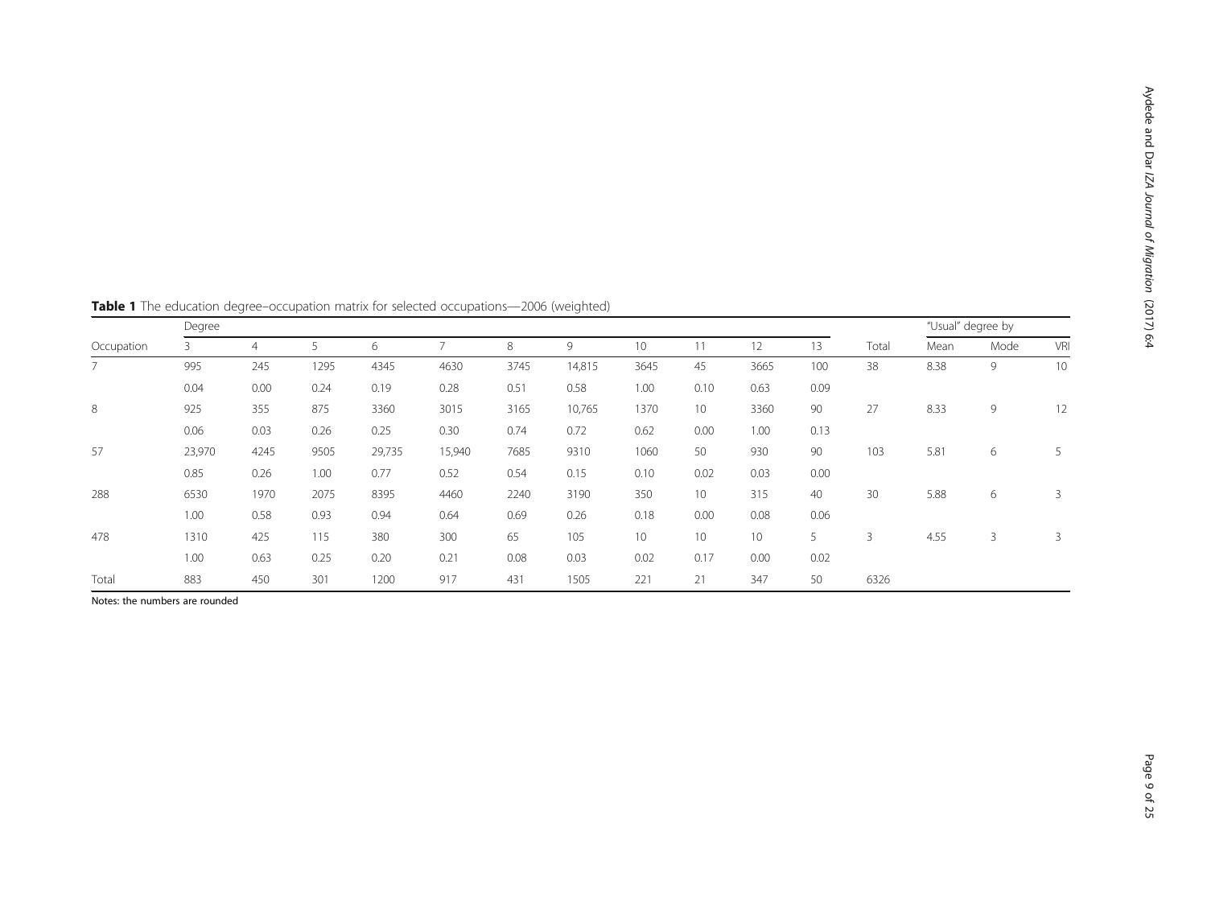**Table 1** The education degree–occupation matrix for selected occupations—2006 (weighted)

| Occupation | Degree | | | | | | | | | | | Total | "Usual" degree by | | |
|---|---|---|---|---|---|---|---|---|---|---|---|---|---|---|---|
| | 3 | 4 | 5 | 6 | 7 | 8 | 9 | 10 | 11 | 12 | 13 | | Mean | Mode | VRI |
| 7 | 995 | 245 | 1295 | 4345 | 4630 | 3745 | 14,815 | 3645 | 45 | 3665 | 100 | 38 | 8.38 | 9 | 10 |
| | 0.04 | 0.00 | 0.24 | 0.19 | 0.28 | 0.51 | 0.58 | 1.00 | 0.10 | 0.63 | 0.09 | | | | |
| 8 | 925 | 355 | 875 | 3360 | 3015 | 3165 | 10,765 | 1370 | 10 | 3360 | 90 | 27 | 8.33 | 9 | 12 |
| | 0.06 | 0.03 | 0.26 | 0.25 | 0.30 | 0.74 | 0.72 | 0.62 | 0.00 | 1.00 | 0.13 | | | | |
| 57 | 23,970 | 4245 | 9505 | 29,735 | 15,940 | 7685 | 9310 | 1060 | 50 | 930 | 90 | 103 | 5.81 | 6 | 5 |
| | 0.85 | 0.26 | 1.00 | 0.77 | 0.52 | 0.54 | 0.15 | 0.10 | 0.02 | 0.03 | 0.00 | | | | |
| 288 | 6530 | 1970 | 2075 | 8395 | 4460 | 2240 | 3190 | 350 | 10 | 315 | 40 | 30 | 5.88 | 6 | 3 |
| | 1.00 | 0.58 | 0.93 | 0.94 | 0.64 | 0.69 | 0.26 | 0.18 | 0.00 | 0.08 | 0.06 | | | | |
| 478 | 1310 | 425 | 115 | 380 | 300 | 65 | 105 | 10 | 10 | 10 | 5 | 3 | 4.55 | 3 | 3 |
| | 1.00 | 0.63 | 0.25 | 0.20 | 0.21 | 0.08 | 0.03 | 0.02 | 0.17 | 0.00 | 0.02 | | | | |
| Total | 883 | 450 | 301 | 1200 | 917 | 431 | 1505 | 221 | 21 | 347 | 50 | 6326 | | | |

Notes: the numbers are rounded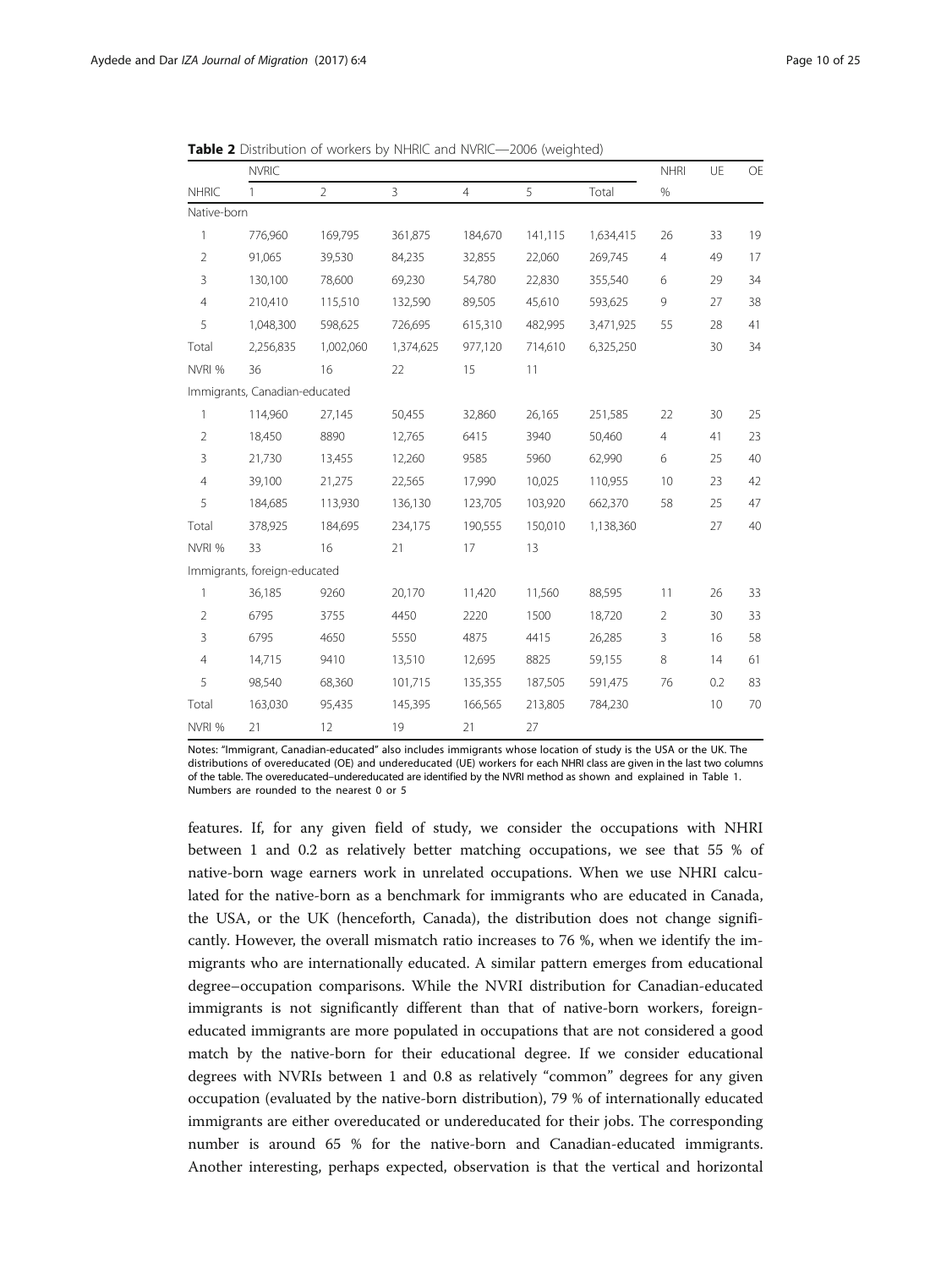**Table 2** Distribution of workers by NHRIC and NVRIC—2006 (weighted)

| | NVRIC | | | | | | NHRI | UE | OE |
|---|---|---|---|---|---|---|---|---|---|
| NHRIC | 1 | 2 | 3 | 4 | 5 | Total | % | | |
| Native-born | | | | | | | | | |
| 1 | 776,960 | 169,795 | 361,875 | 184,670 | 141,115 | 1,634,415 | 26 | 33 | 19 |
| 2 | 91,065 | 39,530 | 84,235 | 32,855 | 22,060 | 269,745 | 4 | 49 | 17 |
| 3 | 130,100 | 78,600 | 69,230 | 54,780 | 22,830 | 355,540 | 6 | 29 | 34 |
| 4 | 210,410 | 115,510 | 132,590 | 89,505 | 45,610 | 593,625 | 9 | 27 | 38 |
| 5 | 1,048,300 | 598,625 | 726,695 | 615,310 | 482,995 | 3,471,925 | 55 | 28 | 41 |
| Total | 2,256,835 | 1,002,060 | 1,374,625 | 977,120 | 714,610 | 6,325,250 | | 30 | 34 |
| NVRI % | 36 | 16 | 22 | 15 | 11 | | | | |
| Immigrants, Canadian-educated | | | | | | | | | |
| 1 | 114,960 | 27,145 | 50,455 | 32,860 | 26,165 | 251,585 | 22 | 30 | 25 |
| 2 | 18,450 | 8890 | 12,765 | 6415 | 3940 | 50,460 | 4 | 41 | 23 |
| 3 | 21,730 | 13,455 | 12,260 | 9585 | 5960 | 62,990 | 6 | 25 | 40 |
| 4 | 39,100 | 21,275 | 22,565 | 17,990 | 10,025 | 110,955 | 10 | 23 | 42 |
| 5 | 184,685 | 113,930 | 136,130 | 123,705 | 103,920 | 662,370 | 58 | 25 | 47 |
| Total | 378,925 | 184,695 | 234,175 | 190,555 | 150,010 | 1,138,360 | | 27 | 40 |
| NVRI % | 33 | 16 | 21 | 17 | 13 | | | | |
| Immigrants, foreign-educated | | | | | | | | | |
| 1 | 36,185 | 9260 | 20,170 | 11,420 | 11,560 | 88,595 | 11 | 26 | 33 |
| 2 | 6795 | 3755 | 4450 | 2220 | 1500 | 18,720 | 2 | 30 | 33 |
| 3 | 6795 | 4650 | 5550 | 4875 | 4415 | 26,285 | 3 | 16 | 58 |
| 4 | 14,715 | 9410 | 13,510 | 12,695 | 8825 | 59,155 | 8 | 14 | 61 |
| 5 | 98,540 | 68,360 | 101,715 | 135,355 | 187,505 | 591,475 | 76 | 0.2 | 83 |
| Total | 163,030 | 95,435 | 145,395 | 166,565 | 213,805 | 784,230 | | 10 | 70 |
| NVRI % | 21 | 12 | 19 | 21 | 27 | | | | |

Notes: "Immigrant, Canadian-educated" also includes immigrants whose location of study is the USA or the UK. The distributions of overeducated (OE) and undereducated (UE) workers for each NHRI class are given in the last two columns of the table. The overeducated–undereducated are identified by the NVRI method as shown and explained in Table 1. Numbers are rounded to the nearest 0 or 5

features. If, for any given field of study, we consider the occupations with NHRI between 1 and 0.2 as relatively better matching occupations, we see that 55 % of native-born wage earners work in unrelated occupations. When we use NHRI calculated for the native-born as a benchmark for immigrants who are educated in Canada, the USA, or the UK (henceforth, Canada), the distribution does not change significantly. However, the overall mismatch ratio increases to 76 %, when we identify the immigrants who are internationally educated. A similar pattern emerges from educational degree–occupation comparisons. While the NVRI distribution for Canadian-educated immigrants is not significantly different than that of native-born workers, foreign-educated immigrants are more populated in occupations that are not considered a good match by the native-born for their educational degree. If we consider educational degrees with NVRIs between 1 and 0.8 as relatively "common" degrees for any given occupation (evaluated by the native-born distribution), 79 % of internationally educated immigrants are either overeducated or undereducated for their jobs. The corresponding number is around 65 % for the native-born and Canadian-educated immigrants. Another interesting, perhaps expected, observation is that the vertical and horizontal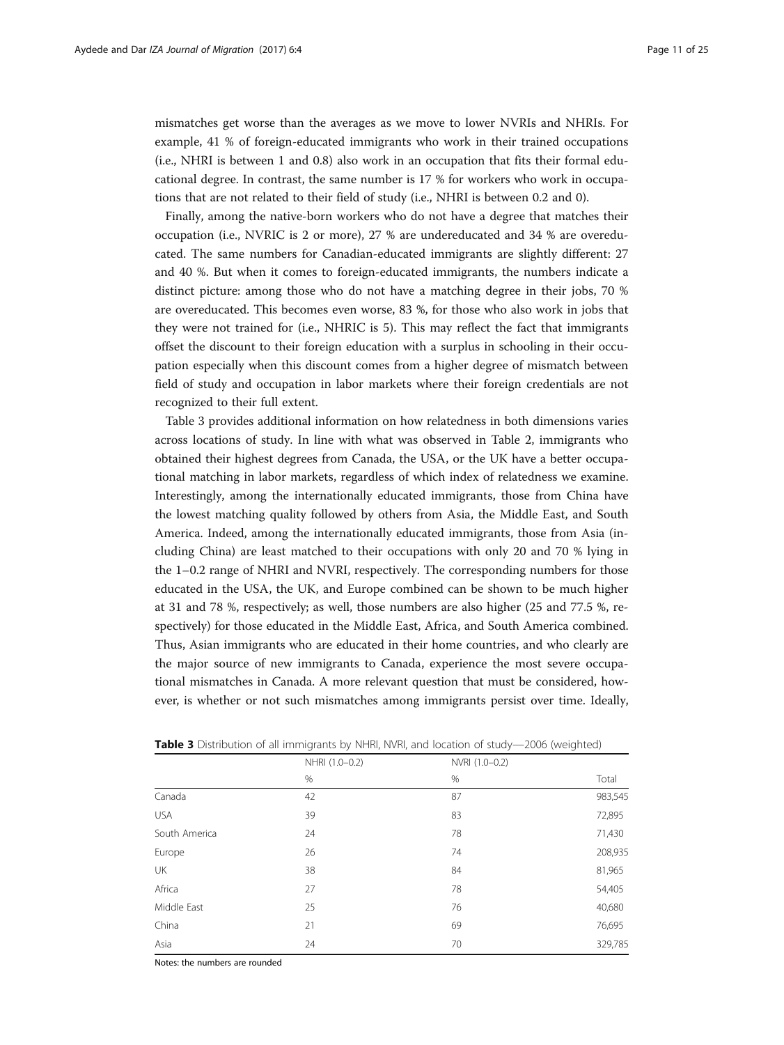mismatches get worse than the averages as we move to lower NVRIs and NHRIs. For example, 41 % of foreign-educated immigrants who work in their trained occupations (i.e., NHRI is between 1 and 0.8) also work in an occupation that fits their formal educational degree. In contrast, the same number is 17 % for workers who work in occupations that are not related to their field of study (i.e., NHRI is between 0.2 and 0).

Finally, among the native-born workers who do not have a degree that matches their occupation (i.e., NVRIC is 2 or more), 27 % are undereducated and 34 % are overeducated. The same numbers for Canadian-educated immigrants are slightly different: 27 and 40 %. But when it comes to foreign-educated immigrants, the numbers indicate a distinct picture: among those who do not have a matching degree in their jobs, 70 % are overeducated. This becomes even worse, 83 %, for those who also work in jobs that they were not trained for (i.e., NHRIC is 5). This may reflect the fact that immigrants offset the discount to their foreign education with a surplus in schooling in their occupation especially when this discount comes from a higher degree of mismatch between field of study and occupation in labor markets where their foreign credentials are not recognized to their full extent.

Table 3 provides additional information on how relatedness in both dimensions varies across locations of study. In line with what was observed in Table 2, immigrants who obtained their highest degrees from Canada, the USA, or the UK have a better occupational matching in labor markets, regardless of which index of relatedness we examine. Interestingly, among the internationally educated immigrants, those from China have the lowest matching quality followed by others from Asia, the Middle East, and South America. Indeed, among the internationally educated immigrants, those from Asia (including China) are least matched to their occupations with only 20 and 70 % lying in the 1–0.2 range of NHRI and NVRI, respectively. The corresponding numbers for those educated in the USA, the UK, and Europe combined can be shown to be much higher at 31 and 78 %, respectively; as well, those numbers are also higher (25 and 77.5 %, respectively) for those educated in the Middle East, Africa, and South America combined. Thus, Asian immigrants who are educated in their home countries, and who clearly are the major source of new immigrants to Canada, experience the most severe occupational mismatches in Canada. A more relevant question that must be considered, however, is whether or not such mismatches among immigrants persist over time. Ideally,

**Table 3** Distribution of all immigrants by NHRI, NVRI, and location of study—2006 (weighted)

| | NHRI (1.0–0.2) | NVRI (1.0–0.2) | |
|---|---|---|---|
| | % | % | Total |
| Canada | 42 | 87 | 983,545 |
| USA | 39 | 83 | 72,895 |
| South America | 24 | 78 | 71,430 |
| Europe | 26 | 74 | 208,935 |
| UK | 38 | 84 | 81,965 |
| Africa | 27 | 78 | 54,405 |
| Middle East | 25 | 76 | 40,680 |
| China | 21 | 69 | 76,695 |
| Asia | 24 | 70 | 329,785 |

Notes: the numbers are rounded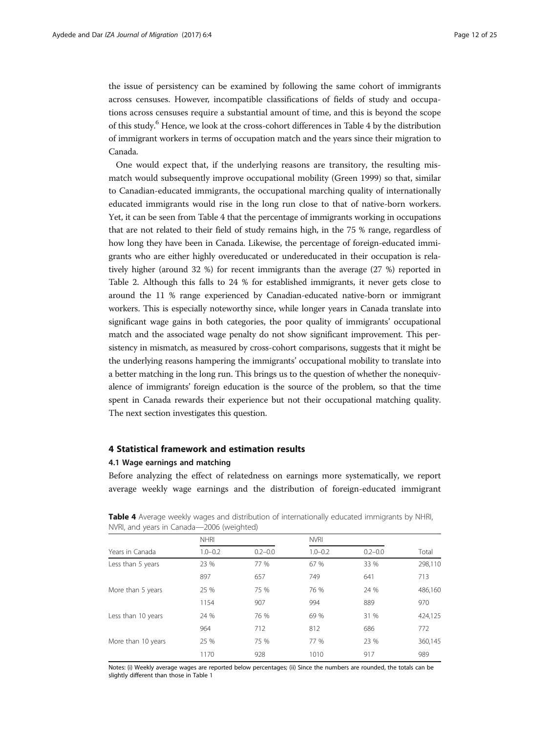the issue of persistency can be examined by following the same cohort of immigrants across censuses. However, incompatible classifications of fields of study and occupations across censuses require a substantial amount of time, and this is beyond the scope of this study.[6] Hence, we look at the cross-cohort differences in Table 4 by the distribution of immigrant workers in terms of occupation match and the years since their migration to Canada.

One would expect that, if the underlying reasons are transitory, the resulting mismatch would subsequently improve occupational mobility (Green 1999) so that, similar to Canadian-educated immigrants, the occupational marching quality of internationally educated immigrants would rise in the long run close to that of native-born workers. Yet, it can be seen from Table 4 that the percentage of immigrants working in occupations that are not related to their field of study remains high, in the 75 % range, regardless of how long they have been in Canada. Likewise, the percentage of foreign-educated immigrants who are either highly overeducated or undereducated in their occupation is relatively higher (around 32 %) for recent immigrants than the average (27 %) reported in Table 2. Although this falls to 24 % for established immigrants, it never gets close to around the 11 % range experienced by Canadian-educated native-born or immigrant workers. This is especially noteworthy since, while longer years in Canada translate into significant wage gains in both categories, the poor quality of immigrants' occupational match and the associated wage penalty do not show significant improvement. This persistency in mismatch, as measured by cross-cohort comparisons, suggests that it might be the underlying reasons hampering the immigrants' occupational mobility to translate into a better matching in the long run. This brings us to the question of whether the nonequivalence of immigrants' foreign education is the source of the problem, so that the time spent in Canada rewards their experience but not their occupational matching quality. The next section investigates this question.

## 4 Statistical framework and estimation results

### 4.1 Wage earnings and matching

Before analyzing the effect of relatedness on earnings more systematically, we report average weekly wage earnings and the distribution of foreign-educated immigrant

**Table 4** Average weekly wages and distribution of internationally educated immigrants by NHRI, NVRI, and years in Canada—2006 (weighted)

| | NHRI | | NVRI | | |
|---|---|---|---|---|---|
| Years in Canada | 1.0–0.2 | 0.2–0.0 | 1.0–0.2 | 0.2–0.0 | Total |
| Less than 5 years | 23 % | 77 % | 67 % | 33 % | 298,110 |
| | 897 | 657 | 749 | 641 | 713 |
| More than 5 years | 25 % | 75 % | 76 % | 24 % | 486,160 |
| | 1154 | 907 | 994 | 889 | 970 |
| Less than 10 years | 24 % | 76 % | 69 % | 31 % | 424,125 |
| | 964 | 712 | 812 | 686 | 772 |
| More than 10 years | 25 % | 75 % | 77 % | 23 % | 360,145 |
| | 1170 | 928 | 1010 | 917 | 989 |

Notes: (i) Weekly average wages are reported below percentages; (ii) Since the numbers are rounded, the totals can be slightly different than those in Table 1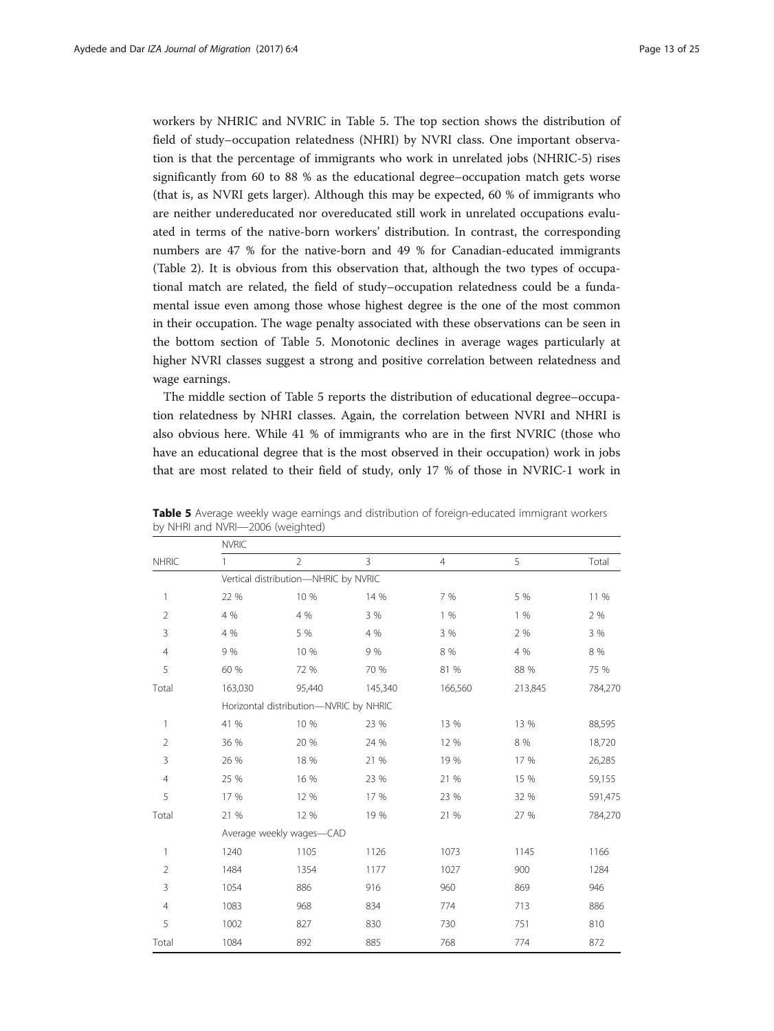workers by NHRIC and NVRIC in Table 5. The top section shows the distribution of field of study–occupation relatedness (NHRI) by NVRI class. One important observation is that the percentage of immigrants who work in unrelated jobs (NHRIC-5) rises significantly from 60 to 88 % as the educational degree–occupation match gets worse (that is, as NVRI gets larger). Although this may be expected, 60 % of immigrants who are neither undereducated nor overeducated still work in unrelated occupations evaluated in terms of the native-born workers' distribution. In contrast, the corresponding numbers are 47 % for the native-born and 49 % for Canadian-educated immigrants (Table 2). It is obvious from this observation that, although the two types of occupational match are related, the field of study–occupation relatedness could be a fundamental issue even among those whose highest degree is the one of the most common in their occupation. The wage penalty associated with these observations can be seen in the bottom section of Table 5. Monotonic declines in average wages particularly at higher NVRI classes suggest a strong and positive correlation between relatedness and wage earnings.

The middle section of Table 5 reports the distribution of educational degree–occupation relatedness by NHRI classes. Again, the correlation between NVRI and NHRI is also obvious here. While 41 % of immigrants who are in the first NVRIC (those who have an educational degree that is the most observed in their occupation) work in jobs that are most related to their field of study, only 17 % of those in NVRIC-1 work in

**Table 5** Average weekly wage earnings and distribution of foreign-educated immigrant workers by NHRI and NVRI—2006 (weighted)

| | NVRIC | | | | | |
|---|---|---|---|---|---|---|
| NHRIC | 1 | 2 | 3 | 4 | 5 | Total |
| | Vertical distribution—NHRIC by NVRIC | | | | | |
| 1 | 22 % | 10 % | 14 % | 7 % | 5 % | 11 % |
| 2 | 4 % | 4 % | 3 % | 1 % | 1 % | 2 % |
| 3 | 4 % | 5 % | 4 % | 3 % | 2 % | 3 % |
| 4 | 9 % | 10 % | 9 % | 8 % | 4 % | 8 % |
| 5 | 60 % | 72 % | 70 % | 81 % | 88 % | 75 % |
| Total | 163,030 | 95,440 | 145,340 | 166,560 | 213,845 | 784,270 |
| | Horizontal distribution—NVRIC by NHRIC | | | | | |
| 1 | 41 % | 10 % | 23 % | 13 % | 13 % | 88,595 |
| 2 | 36 % | 20 % | 24 % | 12 % | 8 % | 18,720 |
| 3 | 26 % | 18 % | 21 % | 19 % | 17 % | 26,285 |
| 4 | 25 % | 16 % | 23 % | 21 % | 15 % | 59,155 |
| 5 | 17 % | 12 % | 17 % | 23 % | 32 % | 591,475 |
| Total | 21 % | 12 % | 19 % | 21 % | 27 % | 784,270 |
| | Average weekly wages—CAD | | | | | |
| 1 | 1240 | 1105 | 1126 | 1073 | 1145 | 1166 |
| 2 | 1484 | 1354 | 1177 | 1027 | 900 | 1284 |
| 3 | 1054 | 886 | 916 | 960 | 869 | 946 |
| 4 | 1083 | 968 | 834 | 774 | 713 | 886 |
| 5 | 1002 | 827 | 830 | 730 | 751 | 810 |
| Total | 1084 | 892 | 885 | 768 | 774 | 872 |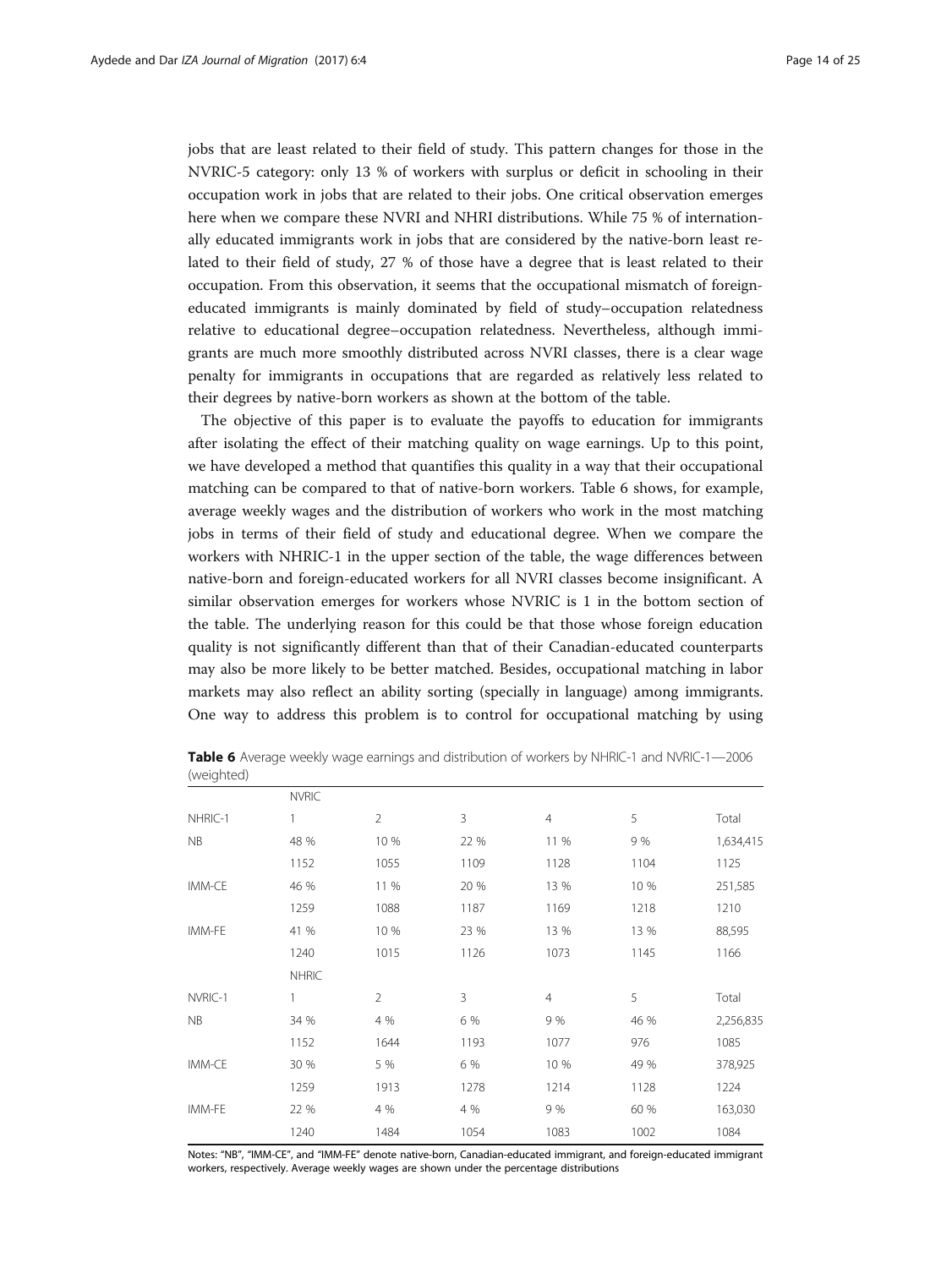jobs that are least related to their field of study. This pattern changes for those in the NVRIC-5 category: only 13 % of workers with surplus or deficit in schooling in their occupation work in jobs that are related to their jobs. One critical observation emerges here when we compare these NVRI and NHRI distributions. While 75 % of internationally educated immigrants work in jobs that are considered by the native-born least related to their field of study, 27 % of those have a degree that is least related to their occupation. From this observation, it seems that the occupational mismatch of foreign-educated immigrants is mainly dominated by field of study–occupation relatedness relative to educational degree–occupation relatedness. Nevertheless, although immigrants are much more smoothly distributed across NVRI classes, there is a clear wage penalty for immigrants in occupations that are regarded as relatively less related to their degrees by native-born workers as shown at the bottom of the table.

The objective of this paper is to evaluate the payoffs to education for immigrants after isolating the effect of their matching quality on wage earnings. Up to this point, we have developed a method that quantifies this quality in a way that their occupational matching can be compared to that of native-born workers. Table 6 shows, for example, average weekly wages and the distribution of workers who work in the most matching jobs in terms of their field of study and educational degree. When we compare the workers with NHRIC-1 in the upper section of the table, the wage differences between native-born and foreign-educated workers for all NVRI classes become insignificant. A similar observation emerges for workers whose NVRIC is 1 in the bottom section of the table. The underlying reason for this could be that those whose foreign education quality is not significantly different than that of their Canadian-educated counterparts may also be more likely to be better matched. Besides, occupational matching in labor markets may also reflect an ability sorting (specially in language) among immigrants. One way to address this problem is to control for occupational matching by using

**Table 6** Average weekly wage earnings and distribution of workers by NHRIC-1 and NVRIC-1—2006 (weighted)

| | NVRIC | | | | | |
|---|---|---|---|---|---|---|
| NHRIC-1 | 1 | 2 | 3 | 4 | 5 | Total |
| NB | 48 % | 10 % | 22 % | 11 % | 9 % | 1,634,415 |
| | 1152 | 1055 | 1109 | 1128 | 1104 | 1125 |
| IMM-CE | 46 % | 11 % | 20 % | 13 % | 10 % | 251,585 |
| | 1259 | 1088 | 1187 | 1169 | 1218 | 1210 |
| IMM-FE | 41 % | 10 % | 23 % | 13 % | 13 % | 88,595 |
| | 1240 | 1015 | 1126 | 1073 | 1145 | 1166 |
| | NHRIC | | | | | |
| NVRIC-1 | 1 | 2 | 3 | 4 | 5 | Total |
| NB | 34 % | 4 % | 6 % | 9 % | 46 % | 2,256,835 |
| | 1152 | 1644 | 1193 | 1077 | 976 | 1085 |
| IMM-CE | 30 % | 5 % | 6 % | 10 % | 49 % | 378,925 |
| | 1259 | 1913 | 1278 | 1214 | 1128 | 1224 |
| IMM-FE | 22 % | 4 % | 4 % | 9 % | 60 % | 163,030 |
| | 1240 | 1484 | 1054 | 1083 | 1002 | 1084 |

Notes: "NB", "IMM-CE", and "IMM-FE" denote native-born, Canadian-educated immigrant, and foreign-educated immigrant workers, respectively. Average weekly wages are shown under the percentage distributions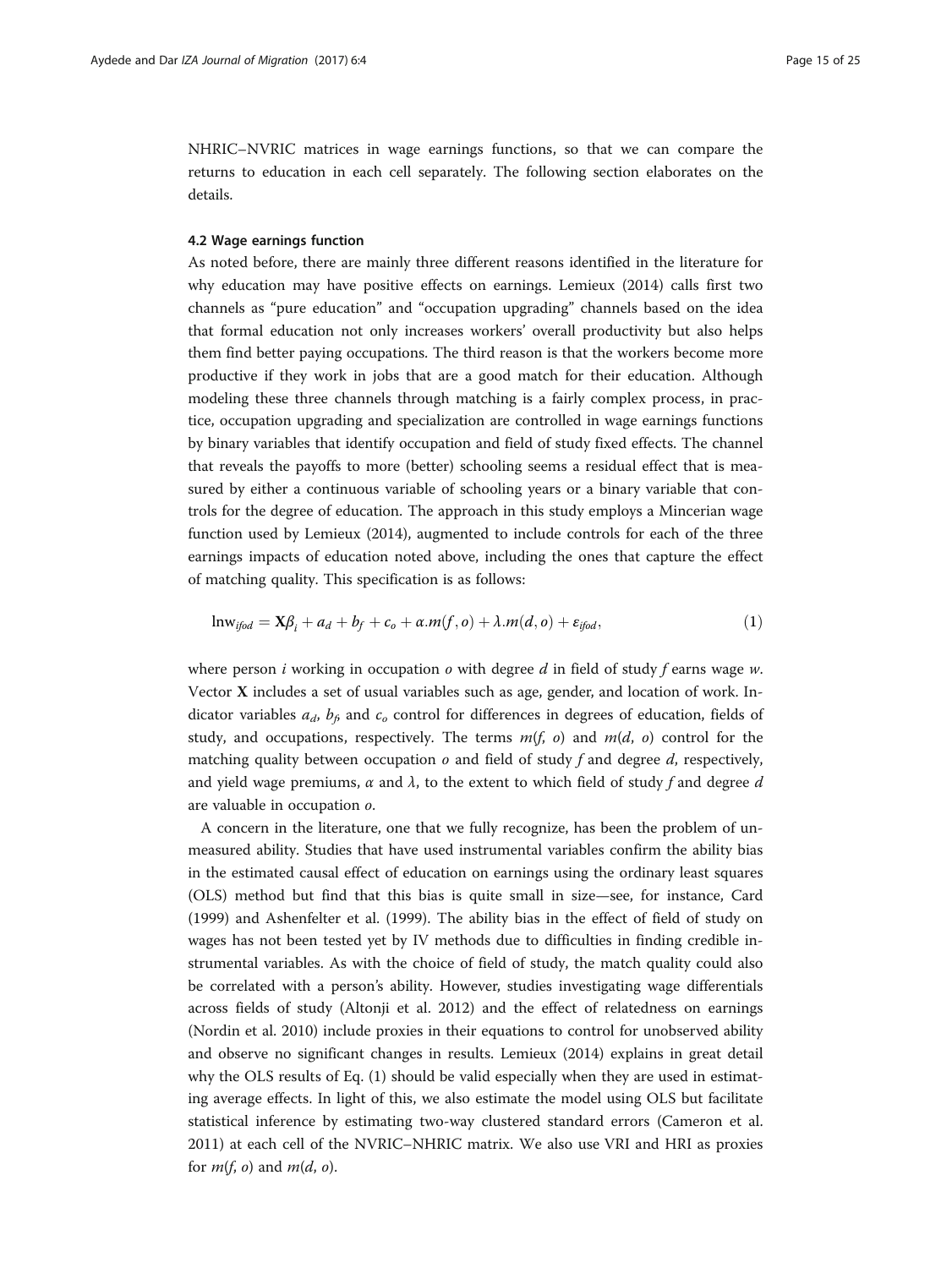NHRIC–NVRIC matrices in wage earnings functions, so that we can compare the returns to education in each cell separately. The following section elaborates on the details.

### 4.2 Wage earnings function

As noted before, there are mainly three different reasons identified in the literature for why education may have positive effects on earnings. Lemieux (2014) calls first two channels as "pure education" and "occupation upgrading" channels based on the idea that formal education not only increases workers' overall productivity but also helps them find better paying occupations. The third reason is that the workers become more productive if they work in jobs that are a good match for their education. Although modeling these three channels through matching is a fairly complex process, in practice, occupation upgrading and specialization are controlled in wage earnings functions by binary variables that identify occupation and field of study fixed effects. The channel that reveals the payoffs to more (better) schooling seems a residual effect that is measured by either a continuous variable of schooling years or a binary variable that controls for the degree of education. The approach in this study employs a Mincerian wage function used by Lemieux (2014), augmented to include controls for each of the three earnings impacts of education noted above, including the ones that capture the effect of matching quality. This specification is as follows:

$$\ln w_{ifod} = \mathbf{X}\beta_i + a_d + b_f + c_o + \alpha.m(f,o) + \lambda.m(d,o) + \varepsilon_{ifod}, \tag{1}$$

where person $i$ working in occupation $o$ with degree $d$ in field of study $f$ earns wage $w$. Vector $\mathbf{X}$ includes a set of usual variables such as age, gender, and location of work. Indicator variables $a_d$, $b_f$, and $c_o$ control for differences in degrees of education, fields of study, and occupations, respectively. The terms $m(f, o)$ and $m(d, o)$ control for the matching quality between occupation $o$ and field of study $f$ and degree $d$, respectively, and yield wage premiums, $\alpha$ and $\lambda$, to the extent to which field of study $f$ and degree $d$ are valuable in occupation $o$.

A concern in the literature, one that we fully recognize, has been the problem of unmeasured ability. Studies that have used instrumental variables confirm the ability bias in the estimated causal effect of education on earnings using the ordinary least squares (OLS) method but find that this bias is quite small in size—see, for instance, Card (1999) and Ashenfelter et al. (1999). The ability bias in the effect of field of study on wages has not been tested yet by IV methods due to difficulties in finding credible instrumental variables. As with the choice of field of study, the match quality could also be correlated with a person's ability. However, studies investigating wage differentials across fields of study (Altonji et al. 2012) and the effect of relatedness on earnings (Nordin et al. 2010) include proxies in their equations to control for unobserved ability and observe no significant changes in results. Lemieux (2014) explains in great detail why the OLS results of Eq. (1) should be valid especially when they are used in estimating average effects. In light of this, we also estimate the model using OLS but facilitate statistical inference by estimating two-way clustered standard errors (Cameron et al. 2011) at each cell of the NVRIC–NHRIC matrix. We also use VRI and HRI as proxies for $m(f, o)$ and $m(d, o)$.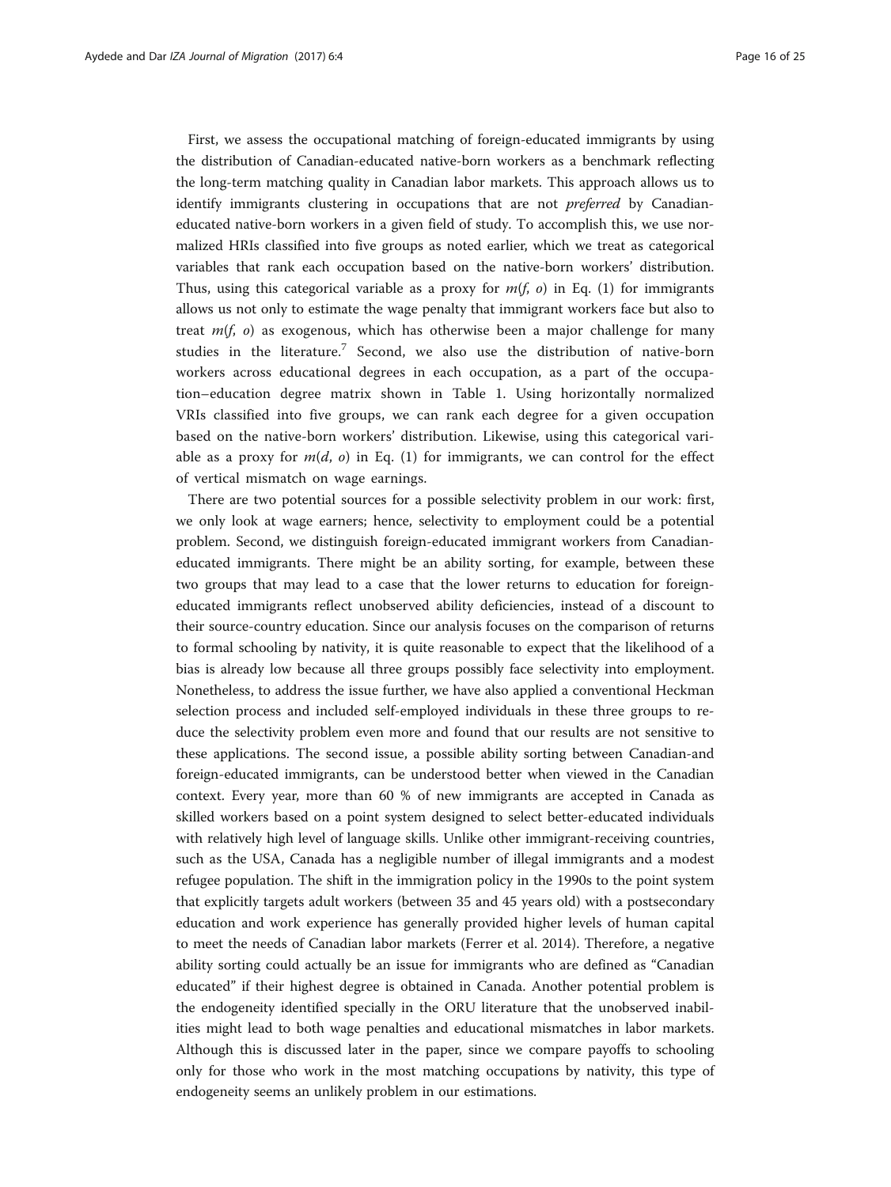First, we assess the occupational matching of foreign-educated immigrants by using the distribution of Canadian-educated native-born workers as a benchmark reflecting the long-term matching quality in Canadian labor markets. This approach allows us to identify immigrants clustering in occupations that are not *preferred* by Canadian-educated native-born workers in a given field of study. To accomplish this, we use normalized HRIs classified into five groups as noted earlier, which we treat as categorical variables that rank each occupation based on the native-born workers' distribution. Thus, using this categorical variable as a proxy for $m(f, o)$ in Eq. (1) for immigrants allows us not only to estimate the wage penalty that immigrant workers face but also to treat $m(f, o)$ as exogenous, which has otherwise been a major challenge for many studies in the literature.[7] Second, we also use the distribution of native-born workers across educational degrees in each occupation, as a part of the occupation–education degree matrix shown in Table 1. Using horizontally normalized VRIs classified into five groups, we can rank each degree for a given occupation based on the native-born workers' distribution. Likewise, using this categorical variable as a proxy for $m(d, o)$ in Eq. (1) for immigrants, we can control for the effect of vertical mismatch on wage earnings.

There are two potential sources for a possible selectivity problem in our work: first, we only look at wage earners; hence, selectivity to employment could be a potential problem. Second, we distinguish foreign-educated immigrant workers from Canadian-educated immigrants. There might be an ability sorting, for example, between these two groups that may lead to a case that the lower returns to education for foreign-educated immigrants reflect unobserved ability deficiencies, instead of a discount to their source-country education. Since our analysis focuses on the comparison of returns to formal schooling by nativity, it is quite reasonable to expect that the likelihood of a bias is already low because all three groups possibly face selectivity into employment. Nonetheless, to address the issue further, we have also applied a conventional Heckman selection process and included self-employed individuals in these three groups to reduce the selectivity problem even more and found that our results are not sensitive to these applications. The second issue, a possible ability sorting between Canadian-and foreign-educated immigrants, can be understood better when viewed in the Canadian context. Every year, more than 60 % of new immigrants are accepted in Canada as skilled workers based on a point system designed to select better-educated individuals with relatively high level of language skills. Unlike other immigrant-receiving countries, such as the USA, Canada has a negligible number of illegal immigrants and a modest refugee population. The shift in the immigration policy in the 1990s to the point system that explicitly targets adult workers (between 35 and 45 years old) with a postsecondary education and work experience has generally provided higher levels of human capital to meet the needs of Canadian labor markets (Ferrer et al. 2014). Therefore, a negative ability sorting could actually be an issue for immigrants who are defined as "Canadian educated" if their highest degree is obtained in Canada. Another potential problem is the endogeneity identified specially in the ORU literature that the unobserved inabilities might lead to both wage penalties and educational mismatches in labor markets. Although this is discussed later in the paper, since we compare payoffs to schooling only for those who work in the most matching occupations by nativity, this type of endogeneity seems an unlikely problem in our estimations.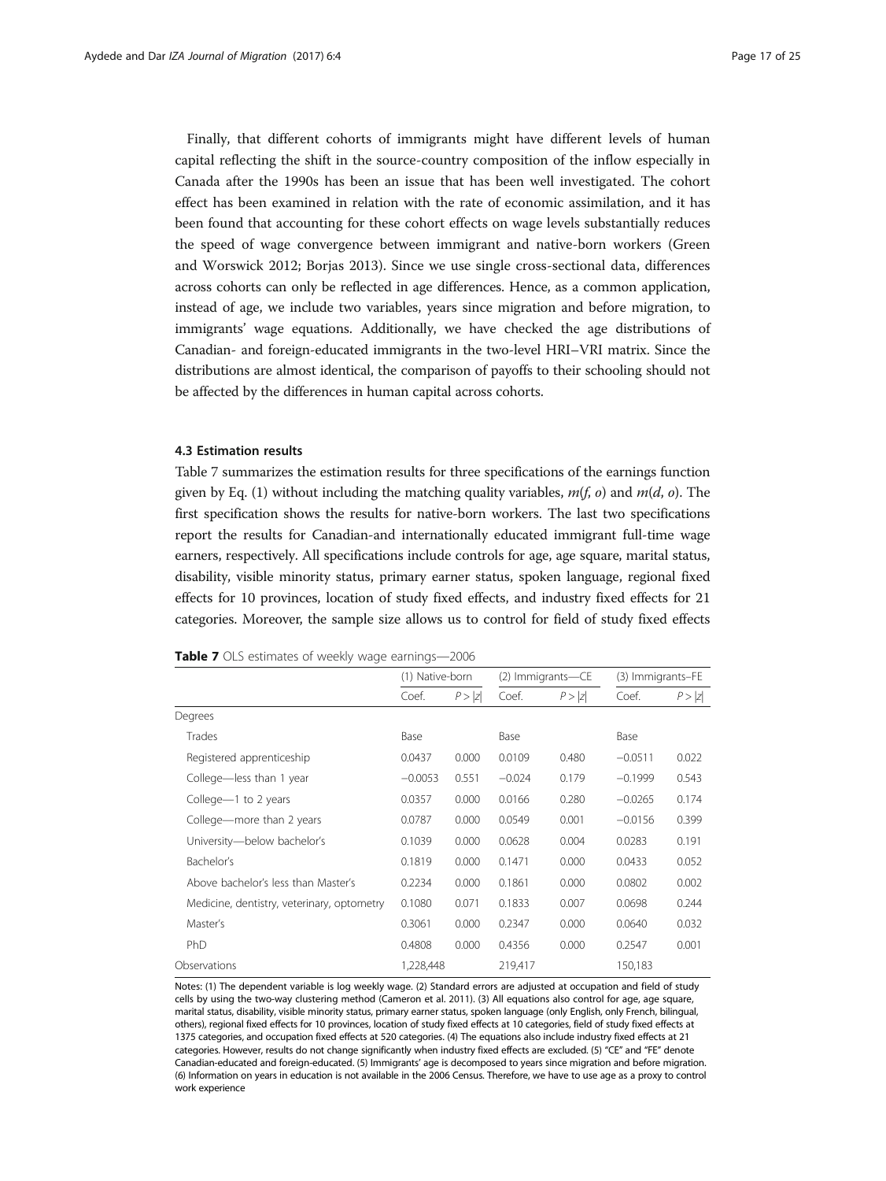Finally, that different cohorts of immigrants might have different levels of human capital reflecting the shift in the source-country composition of the inflow especially in Canada after the 1990s has been an issue that has been well investigated. The cohort effect has been examined in relation with the rate of economic assimilation, and it has been found that accounting for these cohort effects on wage levels substantially reduces the speed of wage convergence between immigrant and native-born workers (Green and Worswick 2012; Borjas 2013). Since we use single cross-sectional data, differences across cohorts can only be reflected in age differences. Hence, as a common application, instead of age, we include two variables, years since migration and before migration, to immigrants' wage equations. Additionally, we have checked the age distributions of Canadian- and foreign-educated immigrants in the two-level HRI–VRI matrix. Since the distributions are almost identical, the comparison of payoffs to their schooling should not be affected by the differences in human capital across cohorts.

### 4.3 Estimation results

Table 7 summarizes the estimation results for three specifications of the earnings function given by Eq. (1) without including the matching quality variables, $m(f, o)$ and $m(d, o)$. The first specification shows the results for native-born workers. The last two specifications report the results for Canadian-and internationally educated immigrant full-time wage earners, respectively. All specifications include controls for age, age square, marital status, disability, visible minority status, primary earner status, spoken language, regional fixed effects for 10 provinces, location of study fixed effects, and industry fixed effects for 21 categories. Moreover, the sample size allows us to control for field of study fixed effects

**Table 7** OLS estimates of weekly wage earnings—2006

| | (1) Native-born | | (2) Immigrants—CE | | (3) Immigrants–FE | |
|---|---|---|---|---|---|---|
| | Coef. | $P > \|z\|$ | Coef. | $P > \|z\|$ | Coef. | $P > \|z\|$ |
| Degrees | | | | | | |
| Trades | Base | | Base | | Base | |
| Registered apprenticeship | 0.0437 | 0.000 | 0.0109 | 0.480 | −0.0511 | 0.022 |
| College—less than 1 year | −0.0053 | 0.551 | −0.024 | 0.179 | −0.1999 | 0.543 |
| College—1 to 2 years | 0.0357 | 0.000 | 0.0166 | 0.280 | −0.0265 | 0.174 |
| College—more than 2 years | 0.0787 | 0.000 | 0.0549 | 0.001 | −0.0156 | 0.399 |
| University—below bachelor's | 0.1039 | 0.000 | 0.0628 | 0.004 | 0.0283 | 0.191 |
| Bachelor's | 0.1819 | 0.000 | 0.1471 | 0.000 | 0.0433 | 0.052 |
| Above bachelor's less than Master's | 0.2234 | 0.000 | 0.1861 | 0.000 | 0.0802 | 0.002 |
| Medicine, dentistry, veterinary, optometry | 0.1080 | 0.071 | 0.1833 | 0.007 | 0.0698 | 0.244 |
| Master's | 0.3061 | 0.000 | 0.2347 | 0.000 | 0.0640 | 0.032 |
| PhD | 0.4808 | 0.000 | 0.4356 | 0.000 | 0.2547 | 0.001 |
| Observations | 1,228,448 | | 219,417 | | 150,183 | |

Notes: (1) The dependent variable is log weekly wage. (2) Standard errors are adjusted at occupation and field of study cells by using the two-way clustering method (Cameron et al. 2011). (3) All equations also control for age, age square, marital status, disability, visible minority status, primary earner status, spoken language (only English, only French, bilingual, others), regional fixed effects for 10 provinces, location of study fixed effects at 10 categories, field of study fixed effects at 1375 categories, and occupation fixed effects at 520 categories. (4) The equations also include industry fixed effects at 21 categories. However, results do not change significantly when industry fixed effects are excluded. (5) "CE" and "FE" denote Canadian-educated and foreign-educated. (5) Immigrants' age is decomposed to years since migration and before migration. (6) Information on years in education is not available in the 2006 Census. Therefore, we have to use age as a proxy to control work experience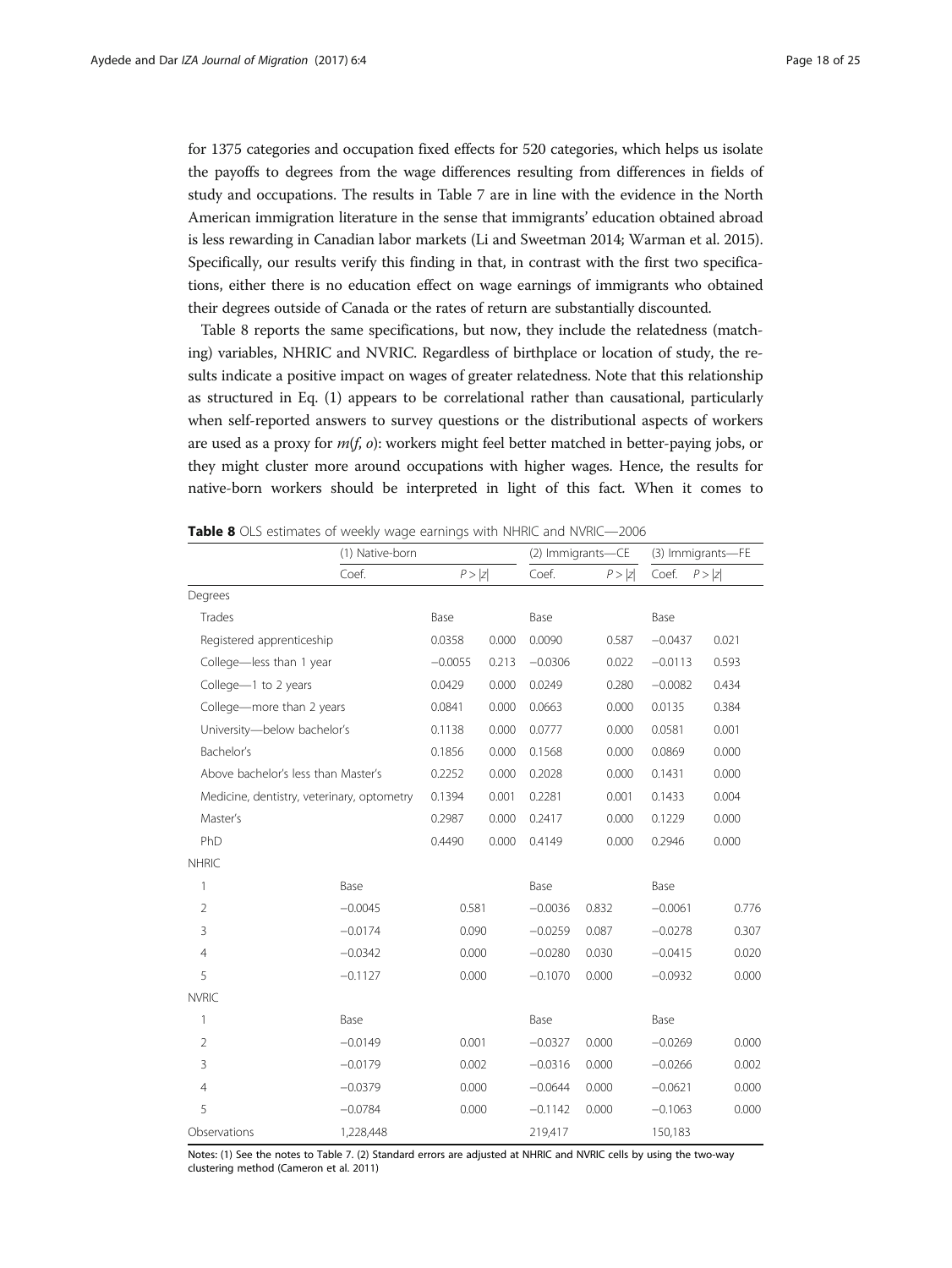for 1375 categories and occupation fixed effects for 520 categories, which helps us isolate the payoffs to degrees from the wage differences resulting from differences in fields of study and occupations. The results in Table 7 are in line with the evidence in the North American immigration literature in the sense that immigrants' education obtained abroad is less rewarding in Canadian labor markets (Li and Sweetman 2014; Warman et al. 2015). Specifically, our results verify this finding in that, in contrast with the first two specifications, either there is no education effect on wage earnings of immigrants who obtained their degrees outside of Canada or the rates of return are substantially discounted.

Table 8 reports the same specifications, but now, they include the relatedness (matching) variables, NHRIC and NVRIC. Regardless of birthplace or location of study, the results indicate a positive impact on wages of greater relatedness. Note that this relationship as structured in Eq. (1) appears to be correlational rather than causational, particularly when self-reported answers to survey questions or the distributional aspects of workers are used as a proxy for $m(f, o)$: workers might feel better matched in better-paying jobs, or they might cluster more around occupations with higher wages. Hence, the results for native-born workers should be interpreted in light of this fact. When it comes to

**Table 8** OLS estimates of weekly wage earnings with NHRIC and NVRIC—2006

| | (1) Native-born | | (2) Immigrants—CE | | (3) Immigrants—FE | |
|---|---|---|---|---|---|---|
| | Coef. | $P > \|z\|$ | Coef. | $P > \|z\|$ | Coef. | $P > \|z\|$ |
| Degrees | | | | | | |
| Trades | Base | | Base | | Base | |
| Registered apprenticeship | 0.0358 | 0.000 | 0.0090 | 0.587 | −0.0437 | 0.021 |
| College—less than 1 year | −0.0055 | 0.213 | −0.0306 | 0.022 | −0.0113 | 0.593 |
| College—1 to 2 years | 0.0429 | 0.000 | 0.0249 | 0.280 | −0.0082 | 0.434 |
| College—more than 2 years | 0.0841 | 0.000 | 0.0663 | 0.000 | 0.0135 | 0.384 |
| University—below bachelor's | 0.1138 | 0.000 | 0.0777 | 0.000 | 0.0581 | 0.001 |
| Bachelor's | 0.1856 | 0.000 | 0.1568 | 0.000 | 0.0869 | 0.000 |
| Above bachelor's less than Master's | 0.2252 | 0.000 | 0.2028 | 0.000 | 0.1431 | 0.000 |
| Medicine, dentistry, veterinary, optometry | 0.1394 | 0.001 | 0.2281 | 0.001 | 0.1433 | 0.004 |
| Master's | 0.2987 | 0.000 | 0.2417 | 0.000 | 0.1229 | 0.000 |
| PhD | 0.4490 | 0.000 | 0.4149 | 0.000 | 0.2946 | 0.000 |
| NHRIC | | | | | | |
| 1 | Base | | Base | | Base | |
| 2 | −0.0045 | 0.581 | −0.0036 | 0.832 | −0.0061 | 0.776 |
| 3 | −0.0174 | 0.090 | −0.0259 | 0.087 | −0.0278 | 0.307 |
| 4 | −0.0342 | 0.000 | −0.0280 | 0.030 | −0.0415 | 0.020 |
| 5 | −0.1127 | 0.000 | −0.1070 | 0.000 | −0.0932 | 0.000 |
| NVRIC | | | | | | |
| 1 | Base | | Base | | Base | |
| 2 | −0.0149 | 0.001 | −0.0327 | 0.000 | −0.0269 | 0.000 |
| 3 | −0.0179 | 0.002 | −0.0316 | 0.000 | −0.0266 | 0.002 |
| 4 | −0.0379 | 0.000 | −0.0644 | 0.000 | −0.0621 | 0.000 |
| 5 | −0.0784 | 0.000 | −0.1142 | 0.000 | −0.1063 | 0.000 |
| Observations | 1,228,448 | | 219,417 | | 150,183 | |

Notes: (1) See the notes to Table 7. (2) Standard errors are adjusted at NHRIC and NVRIC cells by using the two-way clustering method (Cameron et al. 2011)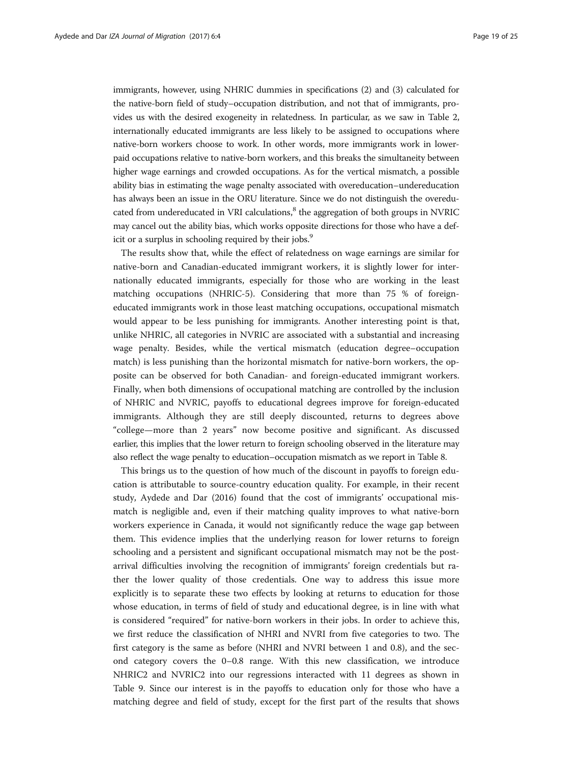immigrants, however, using NHRIC dummies in specifications (2) and (3) calculated for the native-born field of study–occupation distribution, and not that of immigrants, provides us with the desired exogeneity in relatedness. In particular, as we saw in Table 2, internationally educated immigrants are less likely to be assigned to occupations where native-born workers choose to work. In other words, more immigrants work in lower-paid occupations relative to native-born workers, and this breaks the simultaneity between higher wage earnings and crowded occupations. As for the vertical mismatch, a possible ability bias in estimating the wage penalty associated with overeducation–undereducation has always been an issue in the ORU literature. Since we do not distinguish the overeducated from undereducated in VRI calculations,[8] the aggregation of both groups in NVRIC may cancel out the ability bias, which works opposite directions for those who have a deficit or a surplus in schooling required by their jobs.[9]

The results show that, while the effect of relatedness on wage earnings are similar for native-born and Canadian-educated immigrant workers, it is slightly lower for internationally educated immigrants, especially for those who are working in the least matching occupations (NHRIC-5). Considering that more than 75 % of foreign-educated immigrants work in those least matching occupations, occupational mismatch would appear to be less punishing for immigrants. Another interesting point is that, unlike NHRIC, all categories in NVRIC are associated with a substantial and increasing wage penalty. Besides, while the vertical mismatch (education degree–occupation match) is less punishing than the horizontal mismatch for native-born workers, the opposite can be observed for both Canadian- and foreign-educated immigrant workers. Finally, when both dimensions of occupational matching are controlled by the inclusion of NHRIC and NVRIC, payoffs to educational degrees improve for foreign-educated immigrants. Although they are still deeply discounted, returns to degrees above "college—more than 2 years" now become positive and significant. As discussed earlier, this implies that the lower return to foreign schooling observed in the literature may also reflect the wage penalty to education–occupation mismatch as we report in Table 8.

This brings us to the question of how much of the discount in payoffs to foreign education is attributable to source-country education quality. For example, in their recent study, Aydede and Dar (2016) found that the cost of immigrants' occupational mismatch is negligible and, even if their matching quality improves to what native-born workers experience in Canada, it would not significantly reduce the wage gap between them. This evidence implies that the underlying reason for lower returns to foreign schooling and a persistent and significant occupational mismatch may not be the post-arrival difficulties involving the recognition of immigrants' foreign credentials but rather the lower quality of those credentials. One way to address this issue more explicitly is to separate these two effects by looking at returns to education for those whose education, in terms of field of study and educational degree, is in line with what is considered "required" for native-born workers in their jobs. In order to achieve this, we first reduce the classification of NHRI and NVRI from five categories to two. The first category is the same as before (NHRI and NVRI between 1 and 0.8), and the second category covers the 0–0.8 range. With this new classification, we introduce NHRIC2 and NVRIC2 into our regressions interacted with 11 degrees as shown in Table 9. Since our interest is in the payoffs to education only for those who have a matching degree and field of study, except for the first part of the results that shows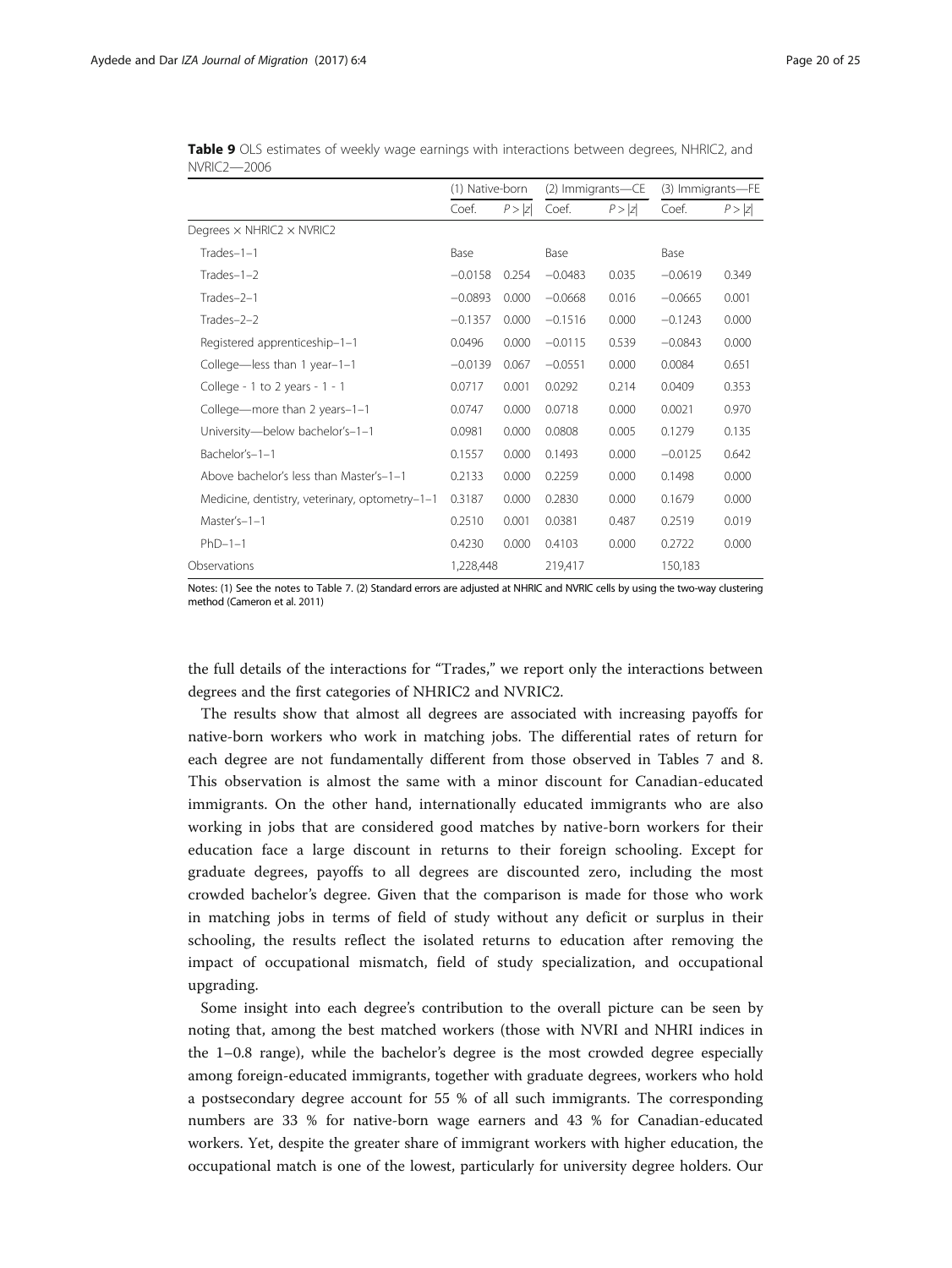**Table 9** OLS estimates of weekly wage earnings with interactions between degrees, NHRIC2, and NVRIC2—2006

| | (1) Native-born | | (2) Immigrants—CE | | (3) Immigrants—FE | |
|---|---|---|---|---|---|---|
| | Coef. | $P>\|z\|$ | Coef. | $P>\|z\|$ | Coef. | $P>\|z\|$ |
| Degrees × NHRIC2 × NVRIC2 | | | | | | |
| Trades–1–1 | Base | | Base | | Base | |
| Trades–1–2 | −0.0158 | 0.254 | −0.0483 | 0.035 | −0.0619 | 0.349 |
| Trades–2–1 | −0.0893 | 0.000 | −0.0668 | 0.016 | −0.0665 | 0.001 |
| Trades–2–2 | −0.1357 | 0.000 | −0.1516 | 0.000 | −0.1243 | 0.000 |
| Registered apprenticeship–1–1 | 0.0496 | 0.000 | −0.0115 | 0.539 | −0.0843 | 0.000 |
| College—less than 1 year–1–1 | −0.0139 | 0.067 | −0.0551 | 0.000 | 0.0084 | 0.651 |
| College - 1 to 2 years - 1 - 1 | 0.0717 | 0.001 | 0.0292 | 0.214 | 0.0409 | 0.353 |
| College—more than 2 years–1–1 | 0.0747 | 0.000 | 0.0718 | 0.000 | 0.0021 | 0.970 |
| University—below bachelor's–1–1 | 0.0981 | 0.000 | 0.0808 | 0.005 | 0.1279 | 0.135 |
| Bachelor's–1–1 | 0.1557 | 0.000 | 0.1493 | 0.000 | −0.0125 | 0.642 |
| Above bachelor's less than Master's–1–1 | 0.2133 | 0.000 | 0.2259 | 0.000 | 0.1498 | 0.000 |
| Medicine, dentistry, veterinary, optometry–1–1 | 0.3187 | 0.000 | 0.2830 | 0.000 | 0.1679 | 0.000 |
| Master's–1–1 | 0.2510 | 0.001 | 0.0381 | 0.487 | 0.2519 | 0.019 |
| PhD–1–1 | 0.4230 | 0.000 | 0.4103 | 0.000 | 0.2722 | 0.000 |
| Observations | 1,228,448 | | 219,417 | | 150,183 | |

Notes: (1) See the notes to Table 7. (2) Standard errors are adjusted at NHRIC and NVRIC cells by using the two-way clustering method (Cameron et al. 2011)

the full details of the interactions for "Trades," we report only the interactions between degrees and the first categories of NHRIC2 and NVRIC2.

The results show that almost all degrees are associated with increasing payoffs for native-born workers who work in matching jobs. The differential rates of return for each degree are not fundamentally different from those observed in Tables 7 and 8. This observation is almost the same with a minor discount for Canadian-educated immigrants. On the other hand, internationally educated immigrants who are also working in jobs that are considered good matches by native-born workers for their education face a large discount in returns to their foreign schooling. Except for graduate degrees, payoffs to all degrees are discounted zero, including the most crowded bachelor's degree. Given that the comparison is made for those who work in matching jobs in terms of field of study without any deficit or surplus in their schooling, the results reflect the isolated returns to education after removing the impact of occupational mismatch, field of study specialization, and occupational upgrading.

Some insight into each degree's contribution to the overall picture can be seen by noting that, among the best matched workers (those with NVRI and NHRI indices in the 1–0.8 range), while the bachelor's degree is the most crowded degree especially among foreign-educated immigrants, together with graduate degrees, workers who hold a postsecondary degree account for 55 % of all such immigrants. The corresponding numbers are 33 % for native-born wage earners and 43 % for Canadian-educated workers. Yet, despite the greater share of immigrant workers with higher education, the occupational match is one of the lowest, particularly for university degree holders. Our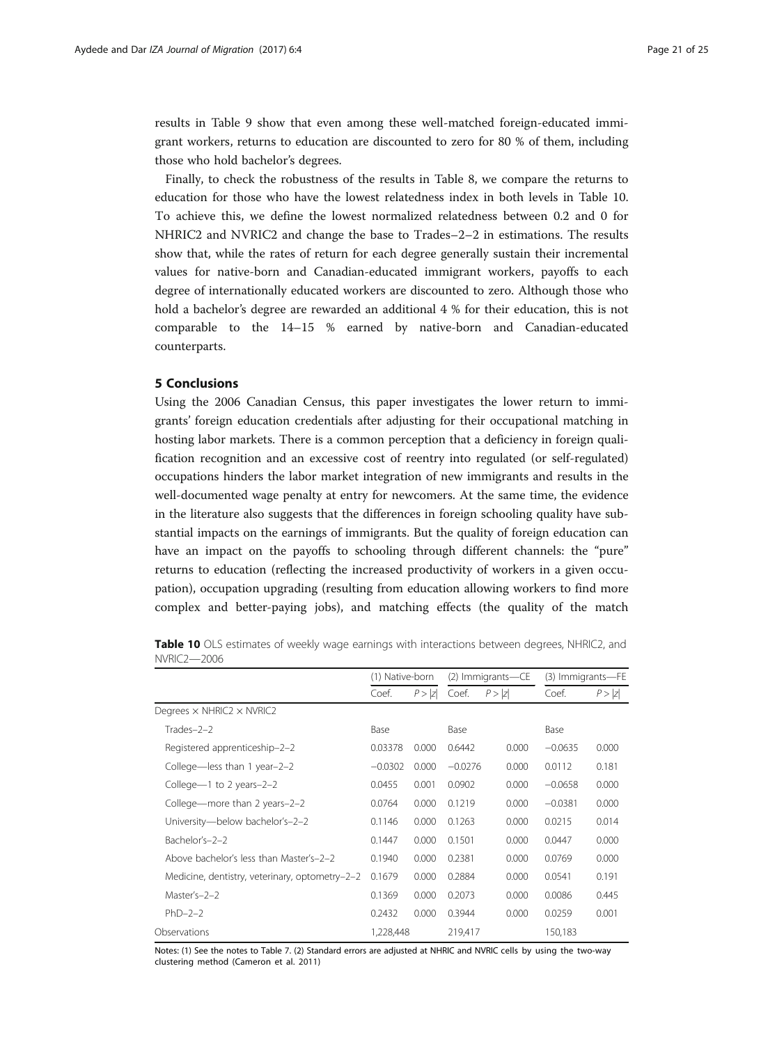results in Table 9 show that even among these well-matched foreign-educated immigrant workers, returns to education are discounted to zero for 80 % of them, including those who hold bachelor's degrees.

Finally, to check the robustness of the results in Table 8, we compare the returns to education for those who have the lowest relatedness index in both levels in Table 10. To achieve this, we define the lowest normalized relatedness between 0.2 and 0 for NHRIC2 and NVRIC2 and change the base to Trades–2–2 in estimations. The results show that, while the rates of return for each degree generally sustain their incremental values for native-born and Canadian-educated immigrant workers, payoffs to each degree of internationally educated workers are discounted to zero. Although those who hold a bachelor's degree are rewarded an additional 4 % for their education, this is not comparable to the 14–15 % earned by native-born and Canadian-educated counterparts.

## 5 Conclusions

Using the 2006 Canadian Census, this paper investigates the lower return to immigrants' foreign education credentials after adjusting for their occupational matching in hosting labor markets. There is a common perception that a deficiency in foreign qualification recognition and an excessive cost of reentry into regulated (or self-regulated) occupations hinders the labor market integration of new immigrants and results in the well-documented wage penalty at entry for newcomers. At the same time, the evidence in the literature also suggests that the differences in foreign schooling quality have substantial impacts on the earnings of immigrants. But the quality of foreign education can have an impact on the payoffs to schooling through different channels: the "pure" returns to education (reflecting the increased productivity of workers in a given occupation), occupation upgrading (resulting from education allowing workers to find more complex and better-paying jobs), and matching effects (the quality of the match

**Table 10** OLS estimates of weekly wage earnings with interactions between degrees, NHRIC2, and NVRIC2—2006

| | (1) Native-born | | (2) Immigrants—CE | | (3) Immigrants—FE | |
|---|---|---|---|---|---|---|
| | Coef. | $P > \|z\|$ | Coef. | $P > \|z\|$ | Coef. | $P > \|z\|$ |
| Degrees × NHRIC2 × NVRIC2 | | | | | | |
| Trades–2–2 | Base | | Base | | Base | |
| Registered apprenticeship–2–2 | 0.03378 | 0.000 | 0.6442 | 0.000 | −0.0635 | 0.000 |
| College—less than 1 year–2–2 | −0.0302 | 0.000 | −0.0276 | 0.000 | 0.0112 | 0.181 |
| College—1 to 2 years–2–2 | 0.0455 | 0.001 | 0.0902 | 0.000 | −0.0658 | 0.000 |
| College—more than 2 years–2–2 | 0.0764 | 0.000 | 0.1219 | 0.000 | −0.0381 | 0.000 |
| University—below bachelor's–2–2 | 0.1146 | 0.000 | 0.1263 | 0.000 | 0.0215 | 0.014 |
| Bachelor's–2–2 | 0.1447 | 0.000 | 0.1501 | 0.000 | 0.0447 | 0.000 |
| Above bachelor's less than Master's–2–2 | 0.1940 | 0.000 | 0.2381 | 0.000 | 0.0769 | 0.000 |
| Medicine, dentistry, veterinary, optometry–2–2 | 0.1679 | 0.000 | 0.2884 | 0.000 | 0.0541 | 0.191 |
| Master's–2–2 | 0.1369 | 0.000 | 0.2073 | 0.000 | 0.0086 | 0.445 |
| PhD–2–2 | 0.2432 | 0.000 | 0.3944 | 0.000 | 0.0259 | 0.001 |
| Observations | 1,228,448 | | 219,417 | | 150,183 | |

Notes: (1) See the notes to Table 7. (2) Standard errors are adjusted at NHRIC and NVRIC cells by using the two-way clustering method (Cameron et al. 2011)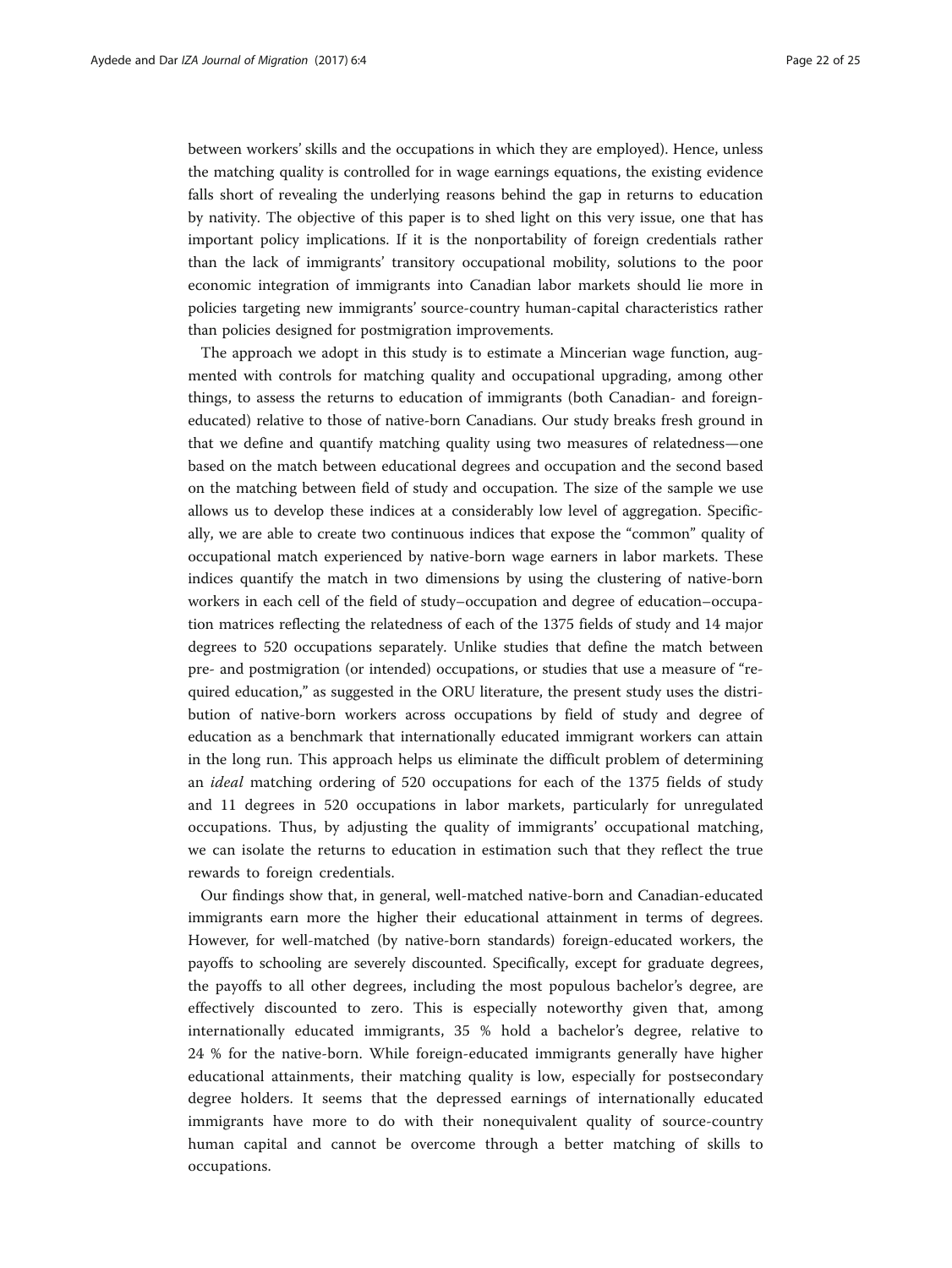between workers' skills and the occupations in which they are employed). Hence, unless the matching quality is controlled for in wage earnings equations, the existing evidence falls short of revealing the underlying reasons behind the gap in returns to education by nativity. The objective of this paper is to shed light on this very issue, one that has important policy implications. If it is the nonportability of foreign credentials rather than the lack of immigrants' transitory occupational mobility, solutions to the poor economic integration of immigrants into Canadian labor markets should lie more in policies targeting new immigrants' source-country human-capital characteristics rather than policies designed for postmigration improvements.

The approach we adopt in this study is to estimate a Mincerian wage function, augmented with controls for matching quality and occupational upgrading, among other things, to assess the returns to education of immigrants (both Canadian- and foreign-educated) relative to those of native-born Canadians. Our study breaks fresh ground in that we define and quantify matching quality using two measures of relatedness—one based on the match between educational degrees and occupation and the second based on the matching between field of study and occupation. The size of the sample we use allows us to develop these indices at a considerably low level of aggregation. Specifically, we are able to create two continuous indices that expose the "common" quality of occupational match experienced by native-born wage earners in labor markets. These indices quantify the match in two dimensions by using the clustering of native-born workers in each cell of the field of study–occupation and degree of education–occupation matrices reflecting the relatedness of each of the 1375 fields of study and 14 major degrees to 520 occupations separately. Unlike studies that define the match between pre- and postmigration (or intended) occupations, or studies that use a measure of "required education," as suggested in the ORU literature, the present study uses the distribution of native-born workers across occupations by field of study and degree of education as a benchmark that internationally educated immigrant workers can attain in the long run. This approach helps us eliminate the difficult problem of determining an *ideal* matching ordering of 520 occupations for each of the 1375 fields of study and 11 degrees in 520 occupations in labor markets, particularly for unregulated occupations. Thus, by adjusting the quality of immigrants' occupational matching, we can isolate the returns to education in estimation such that they reflect the true rewards to foreign credentials.

Our findings show that, in general, well-matched native-born and Canadian-educated immigrants earn more the higher their educational attainment in terms of degrees. However, for well-matched (by native-born standards) foreign-educated workers, the payoffs to schooling are severely discounted. Specifically, except for graduate degrees, the payoffs to all other degrees, including the most populous bachelor's degree, are effectively discounted to zero. This is especially noteworthy given that, among internationally educated immigrants, 35 % hold a bachelor's degree, relative to 24 % for the native-born. While foreign-educated immigrants generally have higher educational attainments, their matching quality is low, especially for postsecondary degree holders. It seems that the depressed earnings of internationally educated immigrants have more to do with their nonequivalent quality of source-country human capital and cannot be overcome through a better matching of skills to occupations.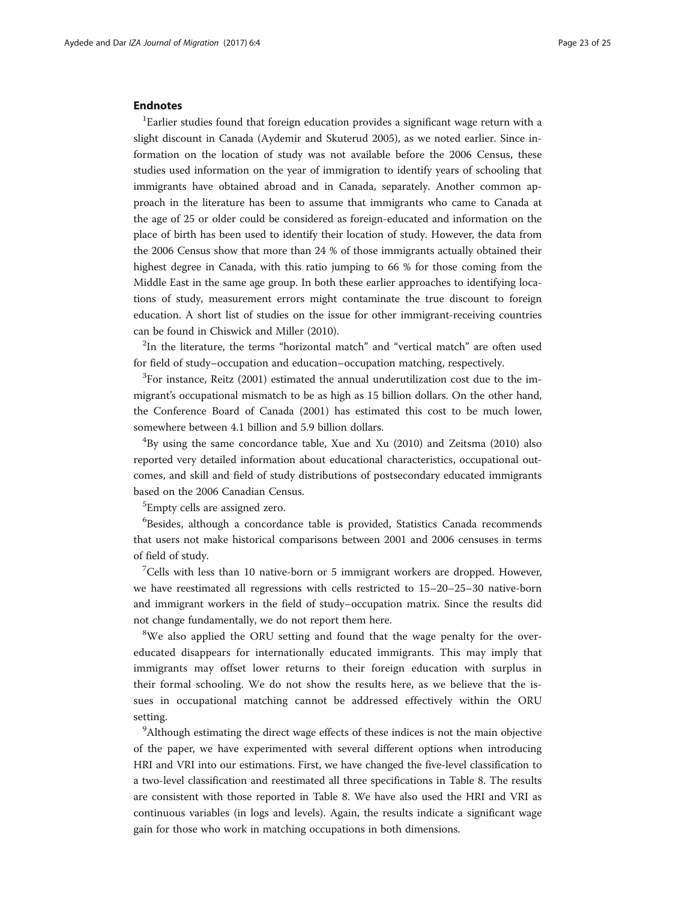## Endnotes

[1]Earlier studies found that foreign education provides a significant wage return with a slight discount in Canada (Aydemir and Skuterud 2005), as we noted earlier. Since information on the location of study was not available before the 2006 Census, these studies used information on the year of immigration to identify years of schooling that immigrants have obtained abroad and in Canada, separately. Another common approach in the literature has been to assume that immigrants who came to Canada at the age of 25 or older could be considered as foreign-educated and information on the place of birth has been used to identify their location of study. However, the data from the 2006 Census show that more than 24 % of those immigrants actually obtained their highest degree in Canada, with this ratio jumping to 66 % for those coming from the Middle East in the same age group. In both these earlier approaches to identifying locations of study, measurement errors might contaminate the true discount to foreign education. A short list of studies on the issue for other immigrant-receiving countries can be found in Chiswick and Miller (2010).

[2]In the literature, the terms "horizontal match" and "vertical match" are often used for field of study–occupation and education–occupation matching, respectively.

[3]For instance, Reitz (2001) estimated the annual underutilization cost due to the immigrant's occupational mismatch to be as high as 15 billion dollars. On the other hand, the Conference Board of Canada (2001) has estimated this cost to be much lower, somewhere between 4.1 billion and 5.9 billion dollars.

[4]By using the same concordance table, Xue and Xu (2010) and Zeitsma (2010) also reported very detailed information about educational characteristics, occupational outcomes, and skill and field of study distributions of postsecondary educated immigrants based on the 2006 Canadian Census.

[5]Empty cells are assigned zero.

[6]Besides, although a concordance table is provided, Statistics Canada recommends that users not make historical comparisons between 2001 and 2006 censuses in terms of field of study.

[7]Cells with less than 10 native-born or 5 immigrant workers are dropped. However, we have reestimated all regressions with cells restricted to 15–20–25–30 native-born and immigrant workers in the field of study–occupation matrix. Since the results did not change fundamentally, we do not report them here.

[8]We also applied the ORU setting and found that the wage penalty for the over-educated disappears for internationally educated immigrants. This may imply that immigrants may offset lower returns to their foreign education with surplus in their formal schooling. We do not show the results here, as we believe that the issues in occupational matching cannot be addressed effectively within the ORU setting.

[9]Although estimating the direct wage effects of these indices is not the main objective of the paper, we have experimented with several different options when introducing HRI and VRI into our estimations. First, we have changed the five-level classification to a two-level classification and reestimated all three specifications in Table 8. The results are consistent with those reported in Table 8. We have also used the HRI and VRI as continuous variables (in logs and levels). Again, the results indicate a significant wage gain for those who work in matching occupations in both dimensions.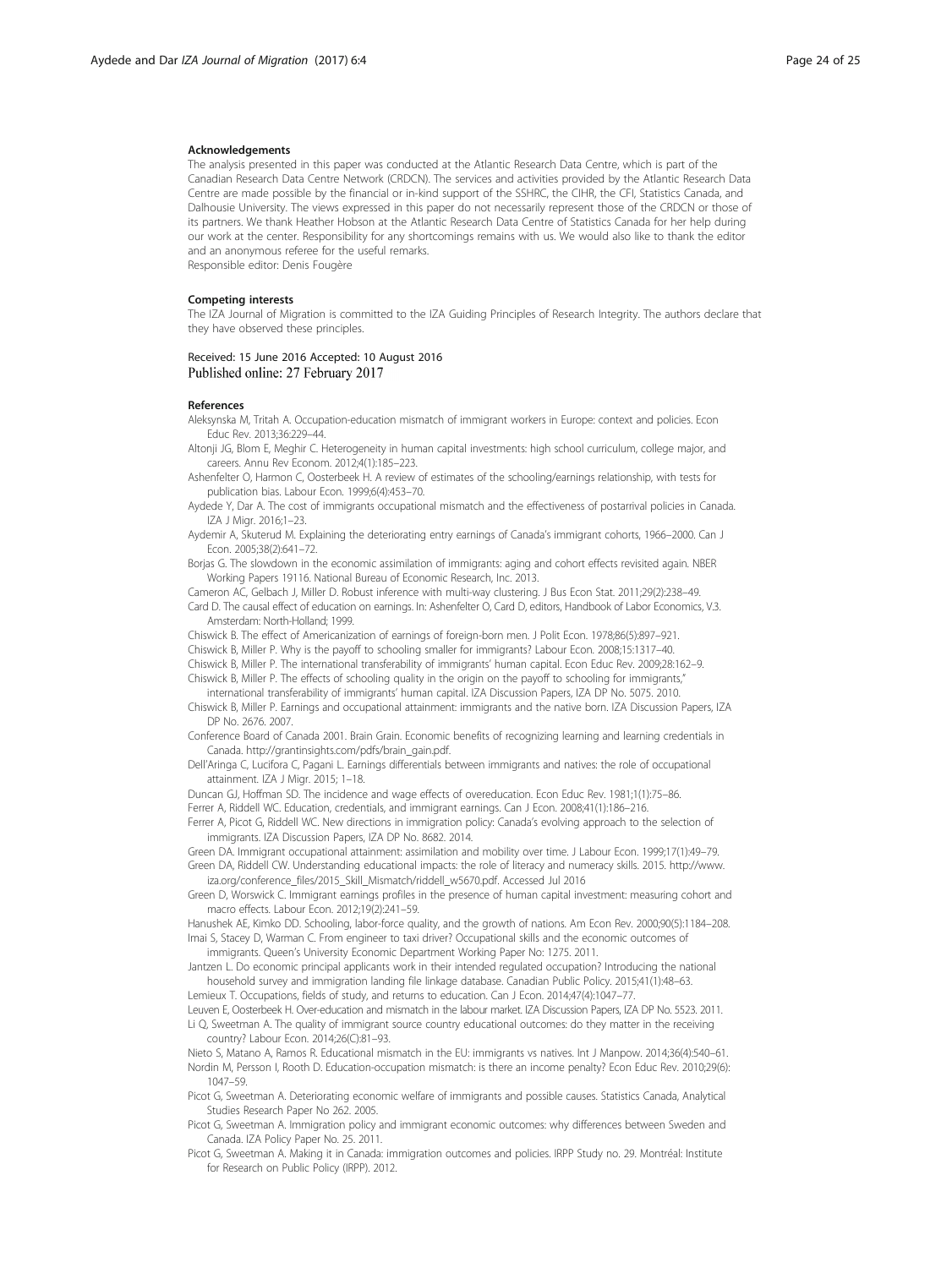#### Acknowledgements

The analysis presented in this paper was conducted at the Atlantic Research Data Centre, which is part of the Canadian Research Data Centre Network (CRDCN). The services and activities provided by the Atlantic Research Data Centre are made possible by the financial or in-kind support of the SSHRC, the CIHR, the CFI, Statistics Canada, and Dalhousie University. The views expressed in this paper do not necessarily represent those of the CRDCN or those of its partners. We thank Heather Hobson at the Atlantic Research Data Centre of Statistics Canada for her help during our work at the center. Responsibility for any shortcomings remains with us. We would also like to thank the editor and an anonymous referee for the useful remarks.
Responsible editor: Denis Fougère

#### Competing interests

The IZA Journal of Migration is committed to the IZA Guiding Principles of Research Integrity. The authors declare that they have observed these principles.

Received: 15 June 2016 Accepted: 10 August 2016
Published online: 27 February 2017

#### References

Aleksynska M, Tritah A. Occupation-education mismatch of immigrant workers in Europe: context and policies. Econ Educ Rev. 2013;36:229–44.

Altonji JG, Blom E, Meghir C. Heterogeneity in human capital investments: high school curriculum, college major, and careers. Annu Rev Econom. 2012;4(1):185–223.

Ashenfelter O, Harmon C, Oosterbeek H. A review of estimates of the schooling/earnings relationship, with tests for publication bias. Labour Econ. 1999;6(4):453–70.

Aydede Y, Dar A. The cost of immigrants occupational mismatch and the effectiveness of postarrival policies in Canada. IZA J Migr. 2016;1–23.

Aydemir A, Skuterud M. Explaining the deteriorating entry earnings of Canada's immigrant cohorts, 1966–2000. Can J Econ. 2005;38(2):641–72.

Borjas G. The slowdown in the economic assimilation of immigrants: aging and cohort effects revisited again. NBER Working Papers 19116. National Bureau of Economic Research, Inc. 2013.

Cameron AC, Gelbach J, Miller D. Robust inference with multi-way clustering. J Bus Econ Stat. 2011;29(2):238–49.

Card D. The causal effect of education on earnings. In: Ashenfelter O, Card D, editors, Handbook of Labor Economics, V.3. Amsterdam: North-Holland; 1999.

Chiswick B. The effect of Americanization of earnings of foreign-born men. J Polit Econ. 1978;86(5):897–921.

Chiswick B, Miller P. Why is the payoff to schooling smaller for immigrants? Labour Econ. 2008;15:1317–40.

Chiswick B, Miller P. The international transferability of immigrants' human capital. Econ Educ Rev. 2009;28:162–9.

Chiswick B, Miller P. The effects of schooling quality in the origin on the payoff to schooling for immigrants," international transferability of immigrants' human capital. IZA Discussion Papers, IZA DP No. 5075. 2010.

Chiswick B, Miller P. Earnings and occupational attainment: immigrants and the native born. IZA Discussion Papers, IZA DP No. 2676. 2007.

Conference Board of Canada 2001. Brain Grain. Economic benefits of recognizing learning and learning credentials in Canada. http://grantinsights.com/pdfs/brain_gain.pdf.

Dell'Aringa C, Lucifora C, Pagani L. Earnings differentials between immigrants and natives: the role of occupational attainment. IZA J Migr. 2015; 1–18.

Duncan GJ, Hoffman SD. The incidence and wage effects of overeducation. Econ Educ Rev. 1981;1(1):75–86.

Ferrer A, Riddell WC. Education, credentials, and immigrant earnings. Can J Econ. 2008;41(1):186–216.

Ferrer A, Picot G, Riddell WC. New directions in immigration policy: Canada's evolving approach to the selection of immigrants. IZA Discussion Papers, IZA DP No. 8682. 2014.

Green DA. Immigrant occupational attainment: assimilation and mobility over time. J Labour Econ. 1999;17(1):49–79.

Green DA, Riddell CW. Understanding educational impacts: the role of literacy and numeracy skills. 2015. http://www.iza.org/conference_files/2015_Skill_Mismatch/riddell_w5670.pdf. Accessed Jul 2016

Green D, Worswick C. Immigrant earnings profiles in the presence of human capital investment: measuring cohort and macro effects. Labour Econ. 2012;19(2):241–59.

Hanushek AE, Kimko DD. Schooling, labor-force quality, and the growth of nations. Am Econ Rev. 2000;90(5):1184–208.

Imai S, Stacey D, Warman C. From engineer to taxi driver? Occupational skills and the economic outcomes of immigrants. Queen's University Economic Department Working Paper No: 1275. 2011.

Jantzen L. Do economic principal applicants work in their intended regulated occupation? Introducing the national household survey and immigration landing file linkage database. Canadian Public Policy. 2015;41(1):48–63.

Lemieux T. Occupations, fields of study, and returns to education. Can J Econ. 2014;47(4):1047–77.

Leuven E, Oosterbeek H. Over-education and mismatch in the labour market. IZA Discussion Papers, IZA DP No. 5523. 2011.

Li Q, Sweetman A. The quality of immigrant source country educational outcomes: do they matter in the receiving country? Labour Econ. 2014;26(C):81–93.

Nieto S, Matano A, Ramos R. Educational mismatch in the EU: immigrants vs natives. Int J Manpow. 2014;36(4):540–61.

Nordin M, Persson I, Rooth D. Education-occupation mismatch: is there an income penalty? Econ Educ Rev. 2010;29(6): 1047–59.

Picot G, Sweetman A. Deteriorating economic welfare of immigrants and possible causes. Statistics Canada, Analytical Studies Research Paper No 262. 2005.

Picot G, Sweetman A. Immigration policy and immigrant economic outcomes: why differences between Sweden and Canada. IZA Policy Paper No. 25. 2011.

Picot G, Sweetman A. Making it in Canada: immigration outcomes and policies. IRPP Study no. 29. Montréal: Institute for Research on Public Policy (IRPP). 2012.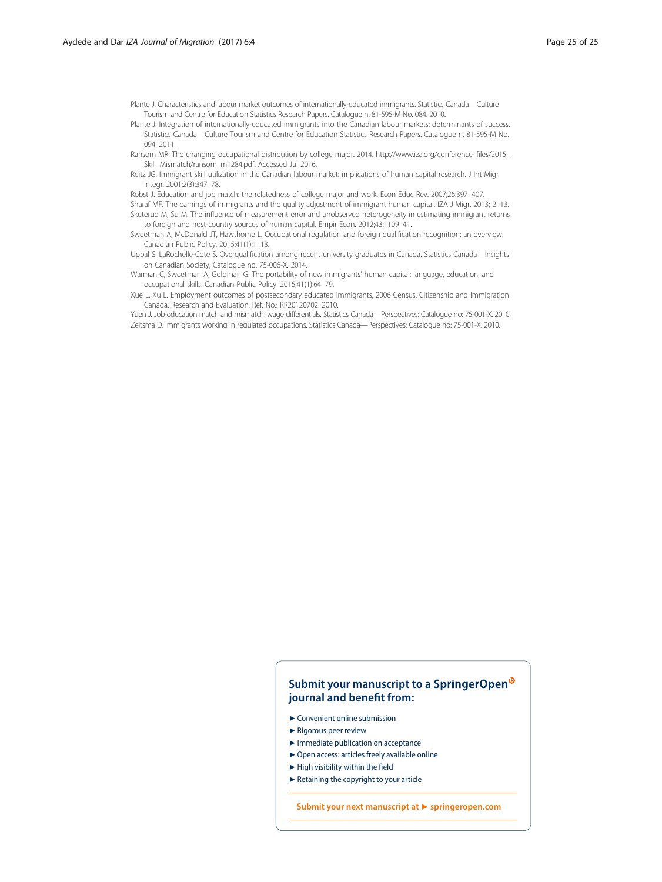Plante J. Characteristics and labour market outcomes of internationally-educated immigrants. Statistics Canada—Culture Tourism and Centre for Education Statistics Research Papers. Catalogue n. 81-595-M No. 084. 2010.

Plante J. Integration of internationally-educated immigrants into the Canadian labour markets: determinants of success. Statistics Canada—Culture Tourism and Centre for Education Statistics Research Papers. Catalogue n. 81-595-M No. 094. 2011.

Ransom MR. The changing occupational distribution by college major. 2014. http://www.iza.org/conference_files/2015_Skill_Mismatch/ransom_m1284.pdf. Accessed Jul 2016.

Reitz JG. Immigrant skill utilization in the Canadian labour market: implications of human capital research. J Int Migr Integr. 2001;2(3):347–78.

Robst J. Education and job match: the relatedness of college major and work. Econ Educ Rev. 2007;26:397–407.

Sharaf MF. The earnings of immigrants and the quality adjustment of immigrant human capital. IZA J Migr. 2013; 2–13.

Skuterud M, Su M. The influence of measurement error and unobserved heterogeneity in estimating immigrant returns to foreign and host-country sources of human capital. Empir Econ. 2012;43:1109–41.

Sweetman A, McDonald JT, Hawthorne L. Occupational regulation and foreign qualification recognition: an overview. Canadian Public Policy. 2015;41(1):1–13.

Uppal S, LaRochelle-Cote S. Overqualification among recent university graduates in Canada. Statistics Canada—Insights on Canadian Society, Catalogue no. 75-006-X. 2014.

Warman C, Sweetman A, Goldman G. The portability of new immigrants' human capital: language, education, and occupational skills. Canadian Public Policy. 2015;41(1):64–79.

Xue L, Xu L. Employment outcomes of postsecondary educated immigrants, 2006 Census. Citizenship and Immigration Canada. Research and Evaluation. Ref. No.: RR20120702. 2010.

Yuen J. Job-education match and mismatch: wage differentials. Statistics Canada—Perspectives: Catalogue no: 75-001-X. 2010.

Zeitsma D. Immigrants working in regulated occupations. Statistics Canada—Perspectives: Catalogue no: 75-001-X. 2010.

**Submit your manuscript to a SpringerOpen journal and benefit from:**

- ► Convenient online submission
- ► Rigorous peer review
- ► Immediate publication on acceptance
- ► Open access: articles freely available online
- ► High visibility within the field
- ► Retaining the copyright to your article

**Submit your next manuscript at ► springeropen.com**